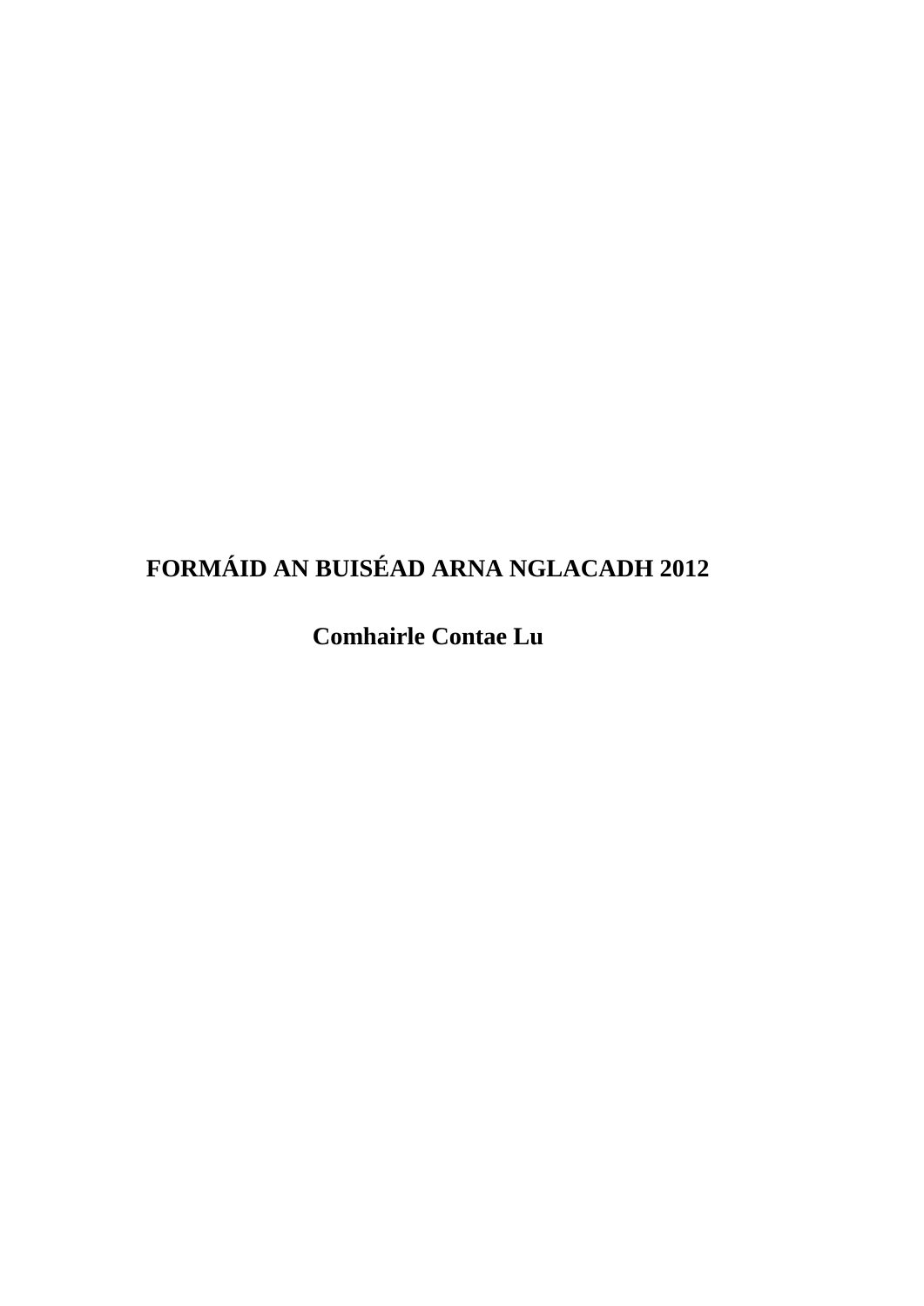# FORMÁID AN BUISÉAD ARNA NGLACADH 2012

## Comhairle Contae Lu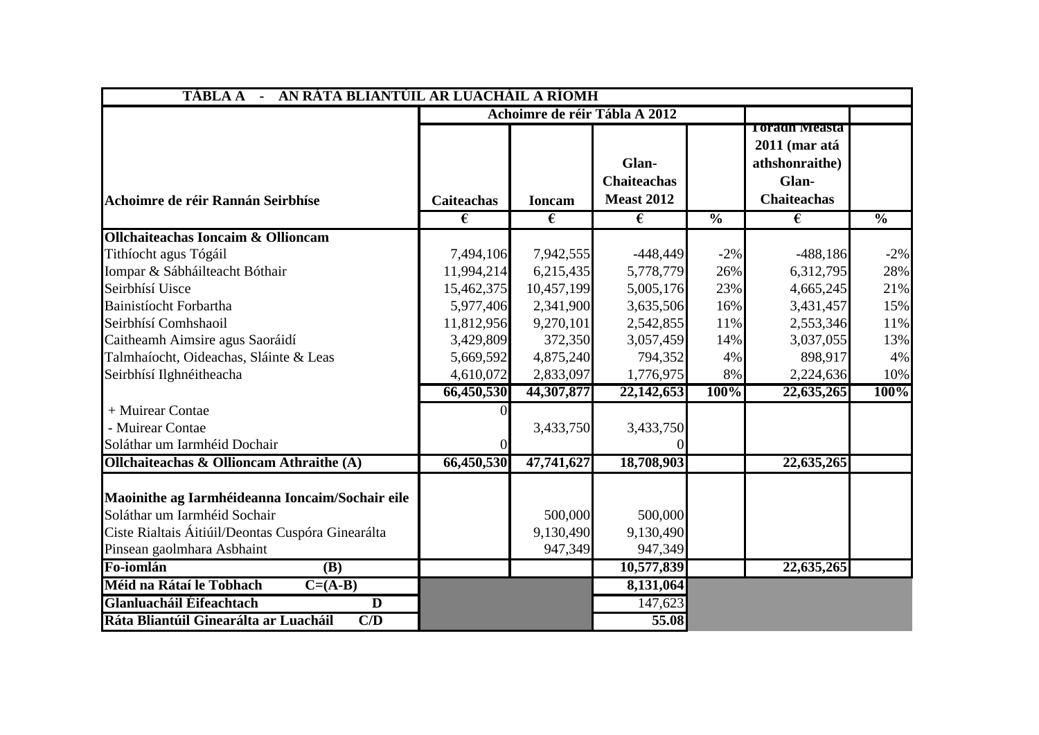| TÁBLA A - AN RÁTA BLIANTÚIL AR LUACHÁIL A RÍOMH | | | | | | |
|---|---|---|---|---|---|---|
| | Achoimre de réir Tábla A 2012 | | | | | |
| Achoimre de réir Rannán Seirbhíse | Caiteachas | Ioncam | Glan-Chaiteachas Meast 2012 | | Toradh Measta 2011 (mar atá athshonraithe) Glan-Chaiteachas | |
| | € | € | € | % | € | % |
| **Ollchaiteachas Ioncaim & Ollioncam** | | | | | | |
| Tithíocht agus Tógáil | 7,494,106 | 7,942,555 | -448,449 | -2% | -488,186 | -2% |
| Iompar & Sábháilteacht Bóthair | 11,994,214 | 6,215,435 | 5,778,779 | 26% | 6,312,795 | 28% |
| Seirbhísí Uisce | 15,462,375 | 10,457,199 | 5,005,176 | 23% | 4,665,245 | 21% |
| Bainistíocht Forbartha | 5,977,406 | 2,341,900 | 3,635,506 | 16% | 3,431,457 | 15% |
| Seirbhísí Comhshaoil | 11,812,956 | 9,270,101 | 2,542,855 | 11% | 2,553,346 | 11% |
| Caitheamh Aimsire agus Saoráidí | 3,429,809 | 372,350 | 3,057,459 | 14% | 3,037,055 | 13% |
| Talmhaíocht, Oideachas, Sláinte & Leas | 5,669,592 | 4,875,240 | 794,352 | 4% | 898,917 | 4% |
| Seirbhísí Ilghnéitheacha | 4,610,072 | 2,833,097 | 1,776,975 | 8% | 2,224,636 | 10% |
| | **66,450,530** | **44,307,877** | **22,142,653** | **100%** | **22,635,265** | **100%** |
| + Muirear Contae | 0 | | | | | |
| - Muirear Contae | | 3,433,750 | 3,433,750 | | | |
| Soláthar um Iarmhéid Dochair | 0 | | 0 | | | |
| **Ollchaiteachas & Ollioncam Athraithe (A)** | **66,450,530** | **47,741,627** | **18,708,903** | | **22,635,265** | |
| **Maoinithe ag Iarmhéideanna Ioncaim/Sochair eile** | | | | | | |
| Soláthar um Iarmhéid Sochair | | 500,000 | 500,000 | | | |
| Ciste Rialtais Áitiúil/Deontas Cuspóra Ginearálta | | 9,130,490 | 9,130,490 | | | |
| Pinsean gaolmhara Asbhaint | | 947,349 | 947,349 | | | |
| **Fo-iomlán (B)** | | | **10,577,839** | | **22,635,265** | |
| **Méid na Rátaí le Tobhach C=(A-B)** | | | **8,131,064** | | | |
| **Glanluacháil Éifeachtach D** | | | 147,623 | | | |
| **Ráta Bliantúil Ginearálta ar Luacháil C/D** | | | **55.08** | | | |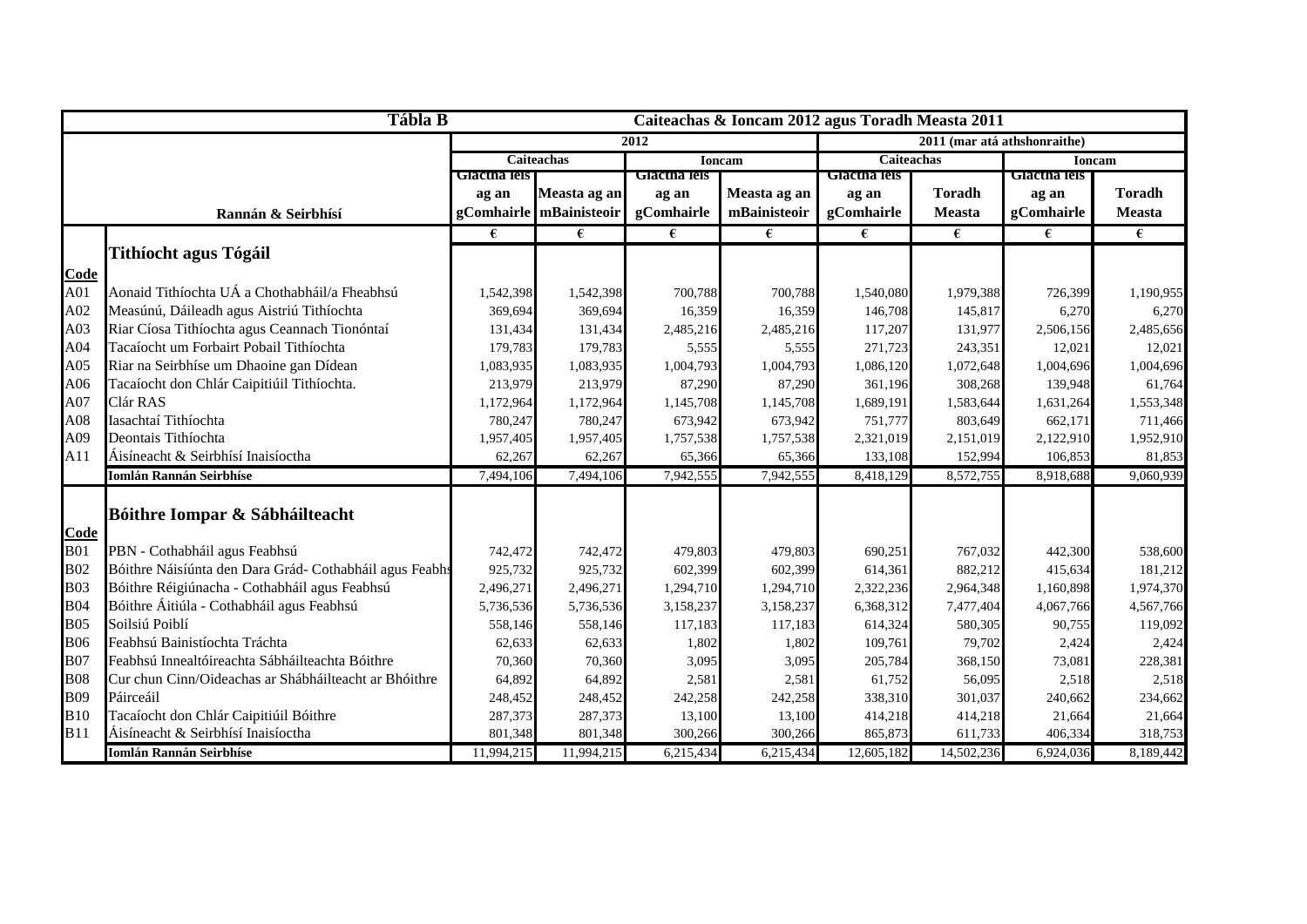| Tábla B | | Caiteachas & Ioncam 2012 agus Toradh Measta 2011 | | | | | | | |
|---|---|---|---|---|---|---|---|---|---|
| | | 2012 | | | | 2011 (mar atá athshonraithe) | | | |
| | | Caiteachas | | Ioncam | | Caiteachas | | Ioncam | |
| Rannán & Seirbhísí | | Glactha leis ag an gComhairle | Measta ag an mBainisteoir | Glactha leis ag an gComhairle | Measta ag an mBainisteoir | Glactha leis ag an gComhairle | Toradh Measta | Glactha leis ag an gComhairle | Toradh Measta |
| | | € | € | € | € | € | € | € | € |
| **Code** | **Tithíocht agus Tógáil** | | | | | | | | |
| A01 | Aonaid Tithíochta UÁ a Chothabháil/a Fheabhsú | 1,542,398 | 1,542,398 | 700,788 | 700,788 | 1,540,080 | 1,979,388 | 726,399 | 1,190,955 |
| A02 | Measúnú, Dáileadh agus Aistriú Tithíochta | 369,694 | 369,694 | 16,359 | 16,359 | 146,708 | 145,817 | 6,270 | 6,270 |
| A03 | Riar Cíosa Tithíochta agus Ceannach Tionóntaí | 131,434 | 131,434 | 2,485,216 | 2,485,216 | 117,207 | 131,977 | 2,506,156 | 2,485,656 |
| A04 | Tacaíocht um Forbairt Pobail Tithíochta | 179,783 | 179,783 | 5,555 | 5,555 | 271,723 | 243,351 | 12,021 | 12,021 |
| A05 | Riar na Seirbhíse um Dhaoine gan Dídean | 1,083,935 | 1,083,935 | 1,004,793 | 1,004,793 | 1,086,120 | 1,072,648 | 1,004,696 | 1,004,696 |
| A06 | Tacaíocht don Chlár Caipitiúil Tithíochta. | 213,979 | 213,979 | 87,290 | 87,290 | 361,196 | 308,268 | 139,948 | 61,764 |
| A07 | Clár RAS | 1,172,964 | 1,172,964 | 1,145,708 | 1,145,708 | 1,689,191 | 1,583,644 | 1,631,264 | 1,553,348 |
| A08 | Iasachtaí Tithíochta | 780,247 | 780,247 | 673,942 | 673,942 | 751,777 | 803,649 | 662,171 | 711,466 |
| A09 | Deontais Tithíochta | 1,957,405 | 1,957,405 | 1,757,538 | 1,757,538 | 2,321,019 | 2,151,019 | 2,122,910 | 1,952,910 |
| A11 | Áisíneacht & Seirbhísí Inaisíoctha | 62,267 | 62,267 | 65,366 | 65,366 | 133,108 | 152,994 | 106,853 | 81,853 |
| | **Iomlán Rannán Seirbhíse** | 7,494,106 | 7,494,106 | 7,942,555 | 7,942,555 | 8,418,129 | 8,572,755 | 8,918,688 | 9,060,939 |
| **Code** | **Bóithre Iompar & Sábháilteacht** | | | | | | | | |
| B01 | PBN - Cothabháil agus Feabhsú | 742,472 | 742,472 | 479,803 | 479,803 | 690,251 | 767,032 | 442,300 | 538,600 |
| B02 | Bóithre Náisíúnta den Dara Grád- Cothabháil agus Feabhs | 925,732 | 925,732 | 602,399 | 602,399 | 614,361 | 882,212 | 415,634 | 181,212 |
| B03 | Bóithre Réigiúnacha - Cothabháil agus Feabhsú | 2,496,271 | 2,496,271 | 1,294,710 | 1,294,710 | 2,322,236 | 2,964,348 | 1,160,898 | 1,974,370 |
| B04 | Bóithre Áitiúla - Cothabháil agus Feabhsú | 5,736,536 | 5,736,536 | 3,158,237 | 3,158,237 | 6,368,312 | 7,477,404 | 4,067,766 | 4,567,766 |
| B05 | Soilsiú Poiblí | 558,146 | 558,146 | 117,183 | 117,183 | 614,324 | 580,305 | 90,755 | 119,092 |
| B06 | Feabhsú Bainistíochta Tráchta | 62,633 | 62,633 | 1,802 | 1,802 | 109,761 | 79,702 | 2,424 | 2,424 |
| B07 | Feabhsú Innealtóireachta Sábháilteachta Bóithre | 70,360 | 70,360 | 3,095 | 3,095 | 205,784 | 368,150 | 73,081 | 228,381 |
| B08 | Cur chun Cinn/Oideachas ar Shábháilteacht ar Bhóithre | 64,892 | 64,892 | 2,581 | 2,581 | 61,752 | 56,095 | 2,518 | 2,518 |
| B09 | Páirceáil | 248,452 | 248,452 | 242,258 | 242,258 | 338,310 | 301,037 | 240,662 | 234,662 |
| B10 | Tacaíocht don Chlár Caipitiúil Bóithre | 287,373 | 287,373 | 13,100 | 13,100 | 414,218 | 414,218 | 21,664 | 21,664 |
| B11 | Áisíneacht & Seirbhísí Inaisíoctha | 801,348 | 801,348 | 300,266 | 300,266 | 865,873 | 611,733 | 406,334 | 318,753 |
| | **Iomlán Rannán Seirbhíse** | 11,994,215 | 11,994,215 | 6,215,434 | 6,215,434 | 12,605,182 | 14,502,236 | 6,924,036 | 8,189,442 |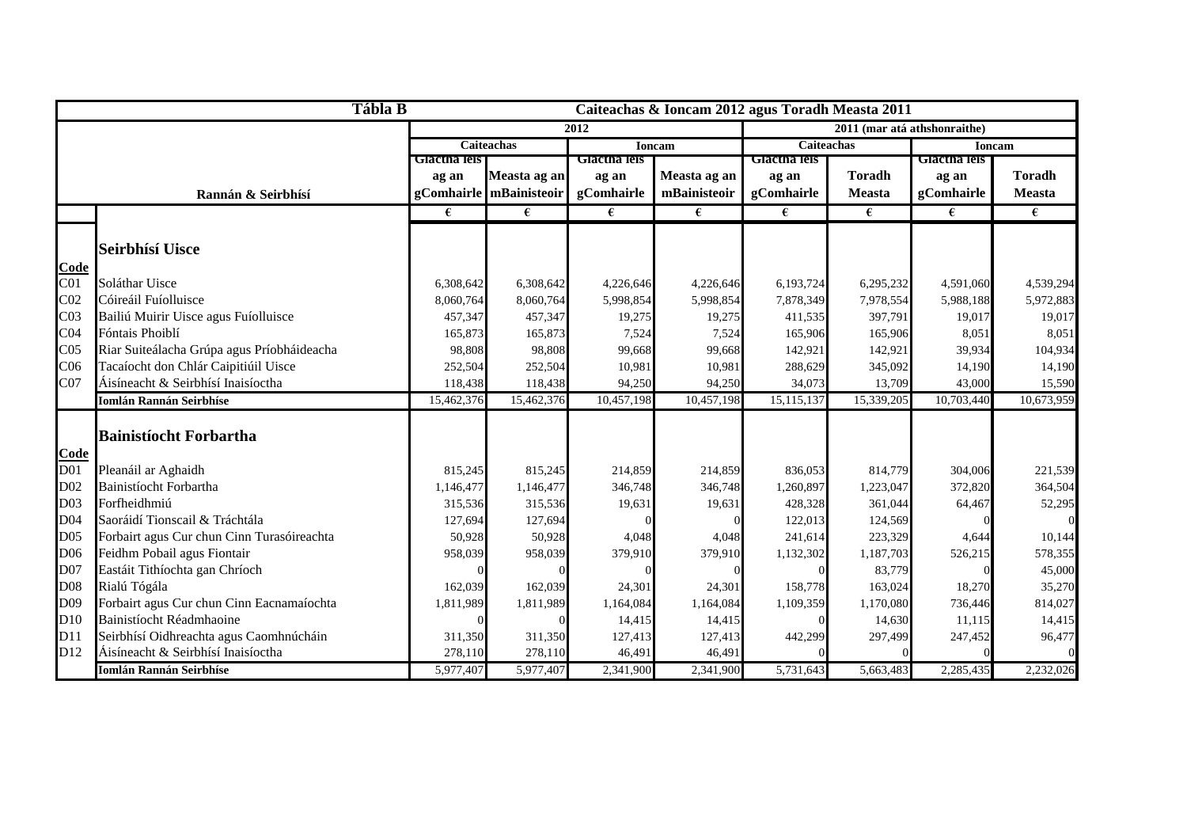| | Tábla B | Caiteachas & Ioncam 2012 agus Toradh Measta 2011 | | | | | | | |
|---|---|---|---|---|---|---|---|---|---|
| | | 2012 | | | | 2011 (mar atá athshonraithe) | | | |
| | | Caiteachas | | Ioncam | | Caiteachas | | Ioncam | |
| | Rannán & Seirbhísí | Glactha leis ag an gComhairle | Measta ag an mBainisteoir | Glactha leis ag an gComhairle | Measta ag an mBainisteoir | Glactha leis ag an gComhairle | Toradh Measta | Glactha leis ag an gComhairle | Toradh Measta |
| | | € | € | € | € | € | € | € | € |
| **Code** | **Seirbhísí Uisce** | | | | | | | | |
| C01 | Soláthar Uisce | 6,308,642 | 6,308,642 | 4,226,646 | 4,226,646 | 6,193,724 | 6,295,232 | 4,591,060 | 4,539,294 |
| C02 | Cóireáil Fuíolluisce | 8,060,764 | 8,060,764 | 5,998,854 | 5,998,854 | 7,878,349 | 7,978,554 | 5,988,188 | 5,972,883 |
| C03 | Bailiú Muirir Uisce agus Fuíolluisce | 457,347 | 457,347 | 19,275 | 19,275 | 411,535 | 397,791 | 19,017 | 19,017 |
| C04 | Fóntais Phoiblí | 165,873 | 165,873 | 7,524 | 7,524 | 165,906 | 165,906 | 8,051 | 8,051 |
| C05 | Riar Suiteálacha Grúpa agus Príobháideacha | 98,808 | 98,808 | 99,668 | 99,668 | 142,921 | 142,921 | 39,934 | 104,934 |
| C06 | Tacaíocht don Chlár Caipitiúil Uisce | 252,504 | 252,504 | 10,981 | 10,981 | 288,629 | 345,092 | 14,190 | 14,190 |
| C07 | Áisíneacht & Seirbhísí Inaisíoctha | 118,438 | 118,438 | 94,250 | 94,250 | 34,073 | 13,709 | 43,000 | 15,590 |
| | **Iomlán Rannán Seirbhíse** | 15,462,376 | 15,462,376 | 10,457,198 | 10,457,198 | 15,115,137 | 15,339,205 | 10,703,440 | 10,673,959 |
| **Code** | **Bainistíocht Forbartha** | | | | | | | | |
| D01 | Pleanáil ar Aghaidh | 815,245 | 815,245 | 214,859 | 214,859 | 836,053 | 814,779 | 304,006 | 221,539 |
| D02 | Bainistíocht Forbartha | 1,146,477 | 1,146,477 | 346,748 | 346,748 | 1,260,897 | 1,223,047 | 372,820 | 364,504 |
| D03 | Forfheidhmiú | 315,536 | 315,536 | 19,631 | 19,631 | 428,328 | 361,044 | 64,467 | 52,295 |
| D04 | Saoráidí Tionscail & Tráchtála | 127,694 | 127,694 | 0 | 0 | 122,013 | 124,569 | 0 | 0 |
| D05 | Forbairt agus Cur chun Cinn Turasóireachta | 50,928 | 50,928 | 4,048 | 4,048 | 241,614 | 223,329 | 4,644 | 10,144 |
| D06 | Feidhm Pobail agus Fiontair | 958,039 | 958,039 | 379,910 | 379,910 | 1,132,302 | 1,187,703 | 526,215 | 578,355 |
| D07 | Eastáit Tithíochta gan Chríoch | 0 | 0 | 0 | 0 | 0 | 83,779 | 0 | 45,000 |
| D08 | Rialú Tógála | 162,039 | 162,039 | 24,301 | 24,301 | 158,778 | 163,024 | 18,270 | 35,270 |
| D09 | Forbairt agus Cur chun Cinn Eacnamaíochta | 1,811,989 | 1,811,989 | 1,164,084 | 1,164,084 | 1,109,359 | 1,170,080 | 736,446 | 814,027 |
| D10 | Bainistíocht Réadmhaoine | 0 | 0 | 14,415 | 14,415 | 0 | 14,630 | 11,115 | 14,415 |
| D11 | Seirbhísí Oidhreachta agus Caomhnúcháin | 311,350 | 311,350 | 127,413 | 127,413 | 442,299 | 297,499 | 247,452 | 96,477 |
| D12 | Áisíneacht & Seirbhísí Inaisíoctha | 278,110 | 278,110 | 46,491 | 46,491 | 0 | 0 | 0 | 0 |
| | **Iomlán Rannán Seirbhíse** | 5,977,407 | 5,977,407 | 2,341,900 | 2,341,900 | 5,731,643 | 5,663,483 | 2,285,435 | 2,232,026 |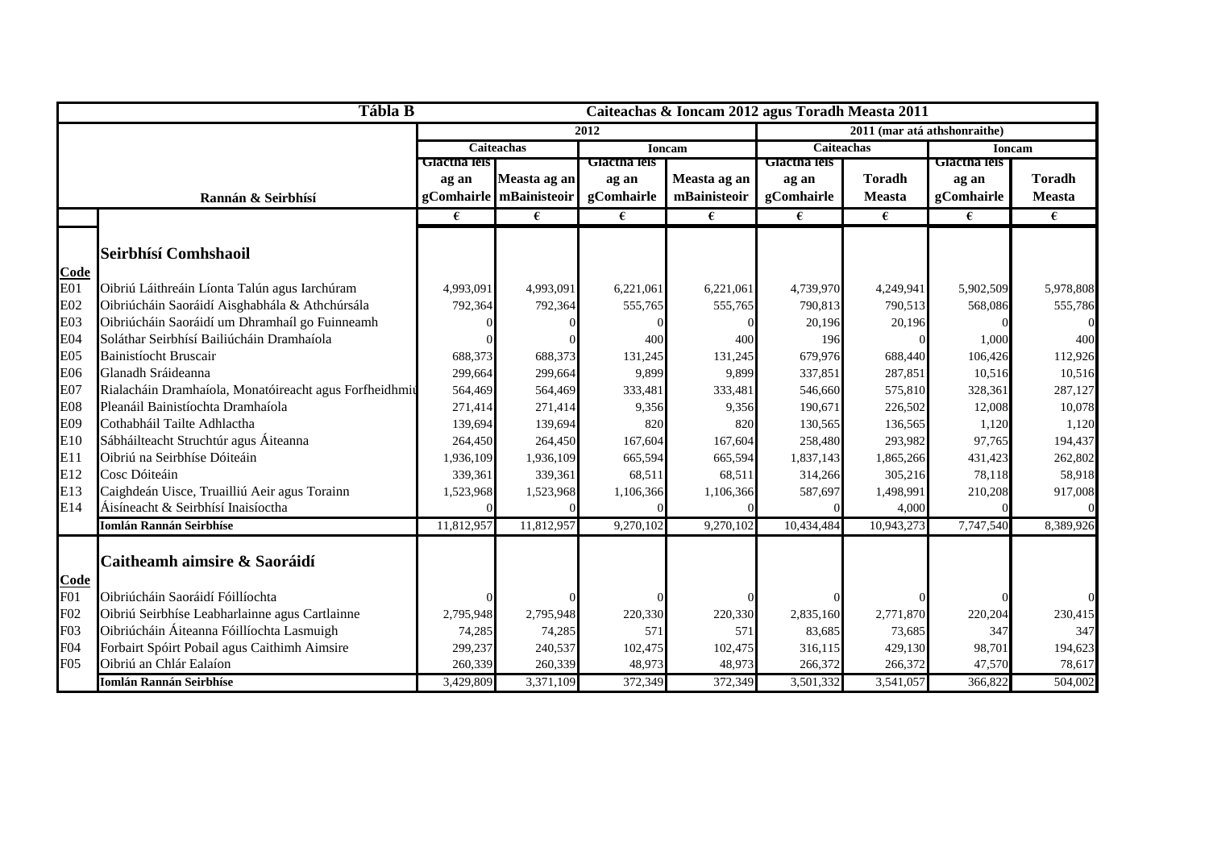| Tábla B | | Caiteachas & Ioncam 2012 agus Toradh Measta 2011 | | | | | | | |
|---|---|---|---|---|---|---|---|---|---|
| | | 2012 | | | | 2011 (mar atá athshonraithe) | | | |
| | | Caiteachas | | Ioncam | | Caiteachas | | Ioncam | |
| Rannán & Seirbhísí | | Glactha leis ag an gComhairle | Measta ag an mBainisteoir | Glactha leis ag an gComhairle | Measta ag an mBainisteoir | Glactha leis ag an gComhairle | Toradh Measta | Glactha leis ag an gComhairle | Toradh Measta |
| | | € | € | € | € | € | € | € | € |
| **Code** | **Seirbhísí Comhshaoil** | | | | | | | | |
| E01 | Oibriú Láithreáin Líonta Talún agus Iarchúram | 4,993,091 | 4,993,091 | 6,221,061 | 6,221,061 | 4,739,970 | 4,249,941 | 5,902,509 | 5,978,808 |
| E02 | Oibriúcháin Saoráidí Aisghabhála & Athchúrsála | 792,364 | 792,364 | 555,765 | 555,765 | 790,813 | 790,513 | 568,086 | 555,786 |
| E03 | Oibriúcháin Saoráidí um Dhramhaíl go Fuinneamh | 0 | 0 | 0 | 0 | 20,196 | 20,196 | 0 | 0 |
| E04 | Soláthar Seirbhísí Bailiúcháin Dramhaíola | 0 | 0 | 400 | 400 | 196 | 0 | 1,000 | 400 |
| E05 | Bainistíocht Bruscair | 688,373 | 688,373 | 131,245 | 131,245 | 679,976 | 688,440 | 106,426 | 112,926 |
| E06 | Glanadh Sráideanna | 299,664 | 299,664 | 9,899 | 9,899 | 337,851 | 287,851 | 10,516 | 10,516 |
| E07 | Rialacháin Dramhaíola, Monatóireacht agus Forfheidhmiu | 564,469 | 564,469 | 333,481 | 333,481 | 546,660 | 575,810 | 328,361 | 287,127 |
| E08 | Pleanáil Bainistíochta Dramhaíola | 271,414 | 271,414 | 9,356 | 9,356 | 190,671 | 226,502 | 12,008 | 10,078 |
| E09 | Cothabháil Tailte Adhlactha | 139,694 | 139,694 | 820 | 820 | 130,565 | 136,565 | 1,120 | 1,120 |
| E10 | Sábháilteacht Struchtúr agus Áiteanna | 264,450 | 264,450 | 167,604 | 167,604 | 258,480 | 293,982 | 97,765 | 194,437 |
| E11 | Oibriú na Seirbhíse Dóiteáin | 1,936,109 | 1,936,109 | 665,594 | 665,594 | 1,837,143 | 1,865,266 | 431,423 | 262,802 |
| E12 | Cosc Dóiteáin | 339,361 | 339,361 | 68,511 | 68,511 | 314,266 | 305,216 | 78,118 | 58,918 |
| E13 | Caighdeán Uisce, Truailliú Aeir agus Torainn | 1,523,968 | 1,523,968 | 1,106,366 | 1,106,366 | 587,697 | 1,498,991 | 210,208 | 917,008 |
| E14 | Áisíneacht & Seirbhísí Inaisíoctha | 0 | 0 | 0 | 0 | 0 | 4,000 | 0 | 0 |
| | **Iomlán Rannán Seirbhíse** | 11,812,957 | 11,812,957 | 9,270,102 | 9,270,102 | 10,434,484 | 10,943,273 | 7,747,540 | 8,389,926 |
| **Code** | **Caitheamh aimsire & Saoráidí** | | | | | | | | |
| F01 | Oibriúcháin Saoráidí Fóillíochta | 0 | 0 | 0 | 0 | 0 | 0 | 0 | 0 |
| F02 | Oibriú Seirbhíse Leabharlainne agus Cartlainne | 2,795,948 | 2,795,948 | 220,330 | 220,330 | 2,835,160 | 2,771,870 | 220,204 | 230,415 |
| F03 | Oibriúcháin Áiteanna Fóillíochta Lasmuigh | 74,285 | 74,285 | 571 | 571 | 83,685 | 73,685 | 347 | 347 |
| F04 | Forbairt Spóirt Pobail agus Caithimh Aimsire | 299,237 | 240,537 | 102,475 | 102,475 | 316,115 | 429,130 | 98,701 | 194,623 |
| F05 | Oibriú an Chlár Ealaíon | 260,339 | 260,339 | 48,973 | 48,973 | 266,372 | 266,372 | 47,570 | 78,617 |
| | **Iomlán Rannán Seirbhíse** | 3,429,809 | 3,371,109 | 372,349 | 372,349 | 3,501,332 | 3,541,057 | 366,822 | 504,002 |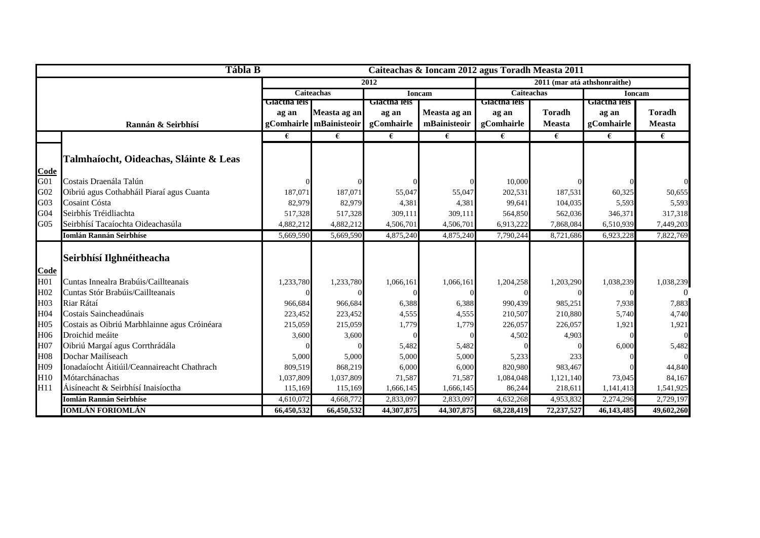| | **Tábla B** | **Caiteachas & Ioncam 2012 agus Toradh Measta 2011** | | | | | | | |
|---|---|---|---|---|---|---|---|---|---|
| | | **2012** | | | | **2011 (mar atá athshonraithe)** | | | |
| | | **Caiteachas** | | **Ioncam** | | **Caiteachas** | | **Ioncam** | |
| | **Rannán & Seirbhísí** | **Glactha leis ag an gComhairle** | **Measta ag an mBainisteoir** | **Glactha leis ag an gComhairle** | **Measta ag an mBainisteoir** | **Glactha leis ag an gComhairle** | **Toradh Measta** | **Glactha leis ag an gComhairle** | **Toradh Measta** |
| | | **€** | **€** | **€** | **€** | **€** | **€** | **€** | **€** |
| **Code** | **Talmhaíocht, Oideachas, Sláinte & Leas** | | | | | | | | |
| G01 | Costais Draenála Talún | 0 | 0 | 0 | 0 | 10,000 | 0 | 0 | 0 |
| G02 | Oibriú agus Cothabháil Piaraí agus Cuanta | 187,071 | 187,071 | 55,047 | 55,047 | 202,531 | 187,531 | 60,325 | 50,655 |
| G03 | Cosaint Cósta | 82,979 | 82,979 | 4,381 | 4,381 | 99,641 | 104,035 | 5,593 | 5,593 |
| G04 | Seirbhís Tréidliachta | 517,328 | 517,328 | 309,111 | 309,111 | 564,850 | 562,036 | 346,371 | 317,318 |
| G05 | Seirbhísí Tacaíochta Oideachasúla | 4,882,212 | 4,882,212 | 4,506,701 | 4,506,701 | 6,913,222 | 7,868,084 | 6,510,939 | 7,449,203 |
| | **Iomlán Rannán Seirbhíse** | 5,669,590 | 5,669,590 | 4,875,240 | 4,875,240 | 7,790,244 | 8,721,686 | 6,923,228 | 7,822,769 |
| **Code** | **Seirbhísí Ilghnéitheacha** | | | | | | | | |
| H01 | Cuntas Innealra Brabúis/Caillteanais | 1,233,780 | 1,233,780 | 1,066,161 | 1,066,161 | 1,204,258 | 1,203,290 | 1,038,239 | 1,038,239 |
| H02 | Cuntas Stór Brabúis/Caillteanais | 0 | 0 | 0 | 0 | 0 | 0 | 0 | 0 |
| H03 | Riar Rátaí | 966,684 | 966,684 | 6,388 | 6,388 | 990,439 | 985,251 | 7,938 | 7,883 |
| H04 | Costais Saincheadúnais | 223,452 | 223,452 | 4,555 | 4,555 | 210,507 | 210,880 | 5,740 | 4,740 |
| H05 | Costais as Oibriú Marbhlainne agus Cróinéara | 215,059 | 215,059 | 1,779 | 1,779 | 226,057 | 226,057 | 1,921 | 1,921 |
| H06 | Droichid meáite | 3,600 | 3,600 | 0 | 0 | 4,502 | 4,903 | 0 | 0 |
| H07 | Oibriú Margaí agus Corrthrádála | 0 | 0 | 5,482 | 5,482 | 0 | 0 | 6,000 | 5,482 |
| H08 | Dochar Mailíseach | 5,000 | 5,000 | 5,000 | 5,000 | 5,233 | 233 | 0 | 0 |
| H09 | Ionadaíocht Áitiúil/Ceannaireacht Chathrach | 809,519 | 868,219 | 6,000 | 6,000 | 820,980 | 983,467 | 0 | 44,840 |
| H10 | Mótarchánachas | 1,037,809 | 1,037,809 | 71,587 | 71,587 | 1,084,048 | 1,121,140 | 73,045 | 84,167 |
| H11 | Áisíneacht & Seirbhísí Inaisíoctha | 115,169 | 115,169 | 1,666,145 | 1,666,145 | 86,244 | 218,611 | 1,141,413 | 1,541,925 |
| | **Iomlán Rannán Seirbhíse** | 4,610,072 | 4,668,772 | 2,833,097 | 2,833,097 | 4,632,268 | 4,953,832 | 2,274,296 | 2,729,197 |
| | **IOMLÁN FORIOMLÁN** | **66,450,532** | **66,450,532** | **44,307,875** | **44,307,875** | **68,228,419** | **72,237,527** | **46,143,485** | **49,602,260** |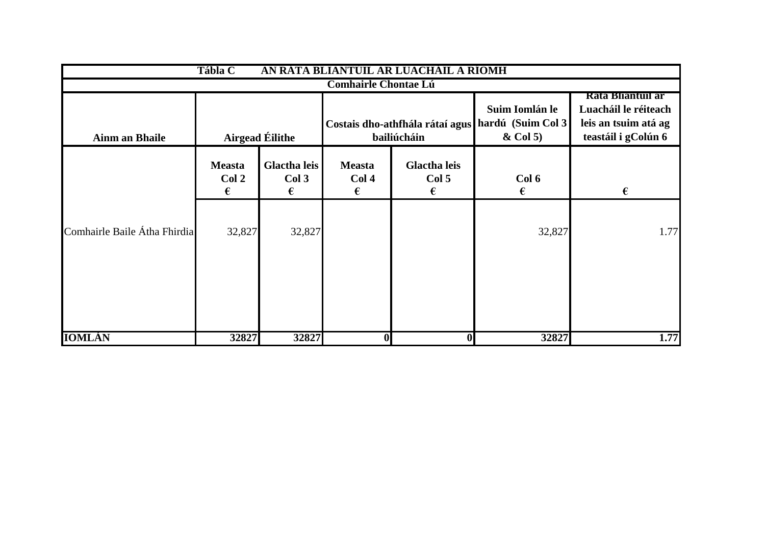| Tábla C AN RÁTA BLIANTÚIL AR LUACHÁIL A RÍOMH | | | | | | |
|---|---|---|---|---|---|---|
| Comhairle Chontae Lú | | | | | | |
| Ainm an Bhaile | Airgead Éilithe | | Costais dho-athfhála rátaí agus bailiúcháin | | Suim Iomlán le hardú (Suim Col 3 & Col 5) | Ráta Bliantúil ar Luacháil le réiteach leis an tsuim atá ag teastáil i gColún 6 |
| | Measta Col 2 € | Glactha leis Col 3 € | Measta Col 4 € | Glactha leis Col 5 € | Col 6 € | € |
| Comhairle Baile Átha Fhirdia | 32,827 | 32,827 | | | 32,827 | 1.77 |
| **IOMLÁN** | **32827** | **32827** | **0** | **0** | **32827** | **1.77** |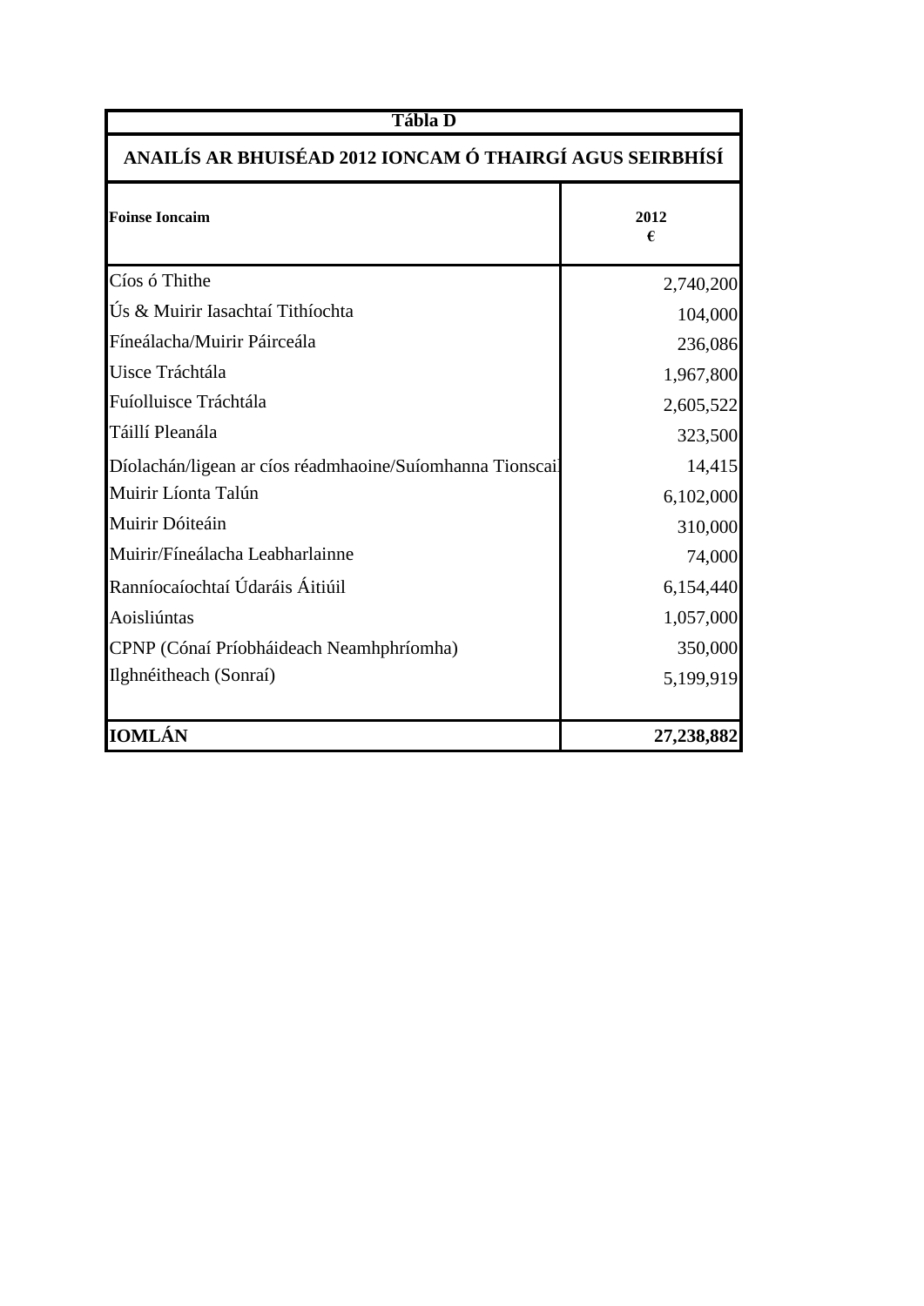| Tábla D | |
|---|---|
| **ANAILÍS AR BHUISÉAD 2012 IONCAM Ó THAIRGÍ AGUS SEIRBHÍSÍ** | |
| **Foinse Ioncaim** | **2012 €** |
| Cíos ó Thithe | 2,740,200 |
| Ús & Muirir Iasachtaí Tithíochta | 104,000 |
| Fíneálacha/Muirir Páirceála | 236,086 |
| Uisce Tráchtála | 1,967,800 |
| Fuíolluisce Tráchtála | 2,605,522 |
| Táillí Pleanála | 323,500 |
| Díolachán/ligean ar cíos réadmhaoine/Suíomhanna Tionscail | 14,415 |
| Muirir Líonta Talún | 6,102,000 |
| Muirir Dóiteáin | 310,000 |
| Muirir/Fíneálacha Leabharlainne | 74,000 |
| Ranníocaíochtaí Údaráis Áitiúil | 6,154,440 |
| Aoisliúntas | 1,057,000 |
| CPNP (Cónaí Príobháideach Neamhphríomha) | 350,000 |
| Ilghnéitheach (Sonraí) | 5,199,919 |
| **IOMLÁN** | **27,238,882** |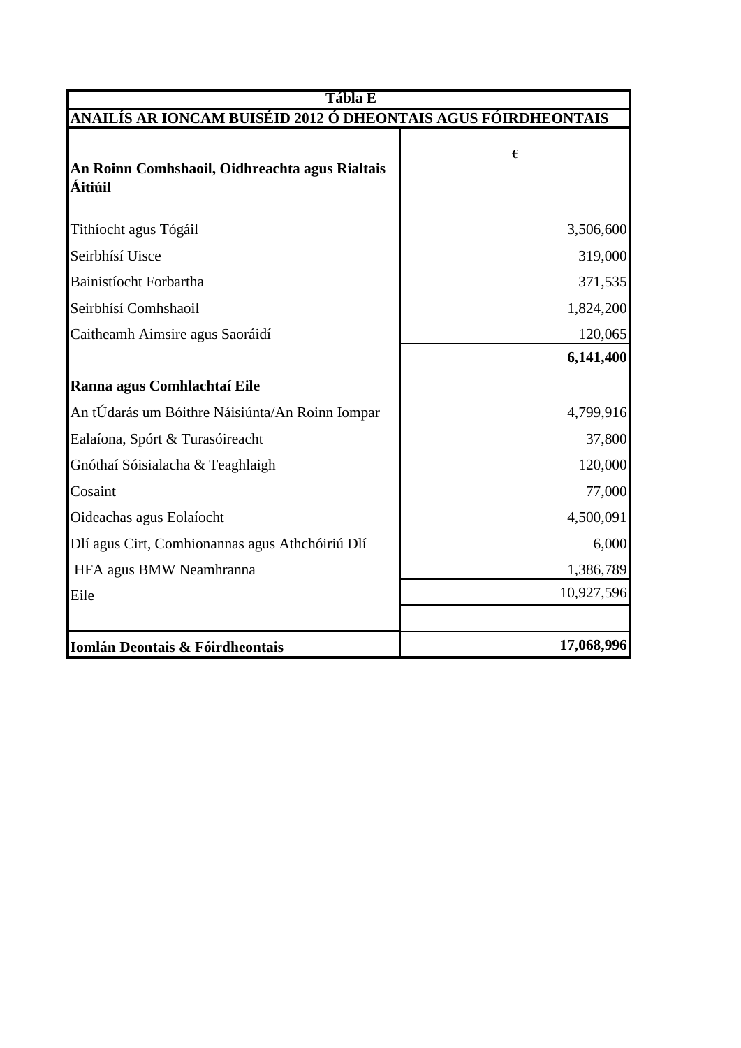| Tábla E | |
|---|---|
| **ANAILÍS AR IONCAM BUISÉID 2012 Ó DHEONTAIS AGUS FÓIRDHEONTAIS** | |
| **An Roinn Comhshaoil, Oidhreachta agus Rialtais Áitiúil** | **€** |
| Tithíocht agus Tógáil | 3,506,600 |
| Seirbhísí Uisce | 319,000 |
| Bainistíocht Forbartha | 371,535 |
| Seirbhísí Comhshaoil | 1,824,200 |
| Caitheamh Aimsire agus Saoráidí | 120,065 |
| | **6,141,400** |
| **Ranna agus Comhlachtaí Eile** | |
| An tÚdarás um Bóithre Náisiúnta/An Roinn Iompar | 4,799,916 |
| Ealaíona, Spórt & Turasóireacht | 37,800 |
| Gnóthaí Sóisialacha & Teaghlaigh | 120,000 |
| Cosaint | 77,000 |
| Oideachas agus Eolaíocht | 4,500,091 |
| Dlí agus Cirt, Comhionannas agus Athchóiriú Dlí | 6,000 |
| HFA agus BMW Neamhranna | 1,386,789 |
| Eile | 10,927,596 |
| | |
| **Iomlán Deontais & Fóirdheontais** | **17,068,996** |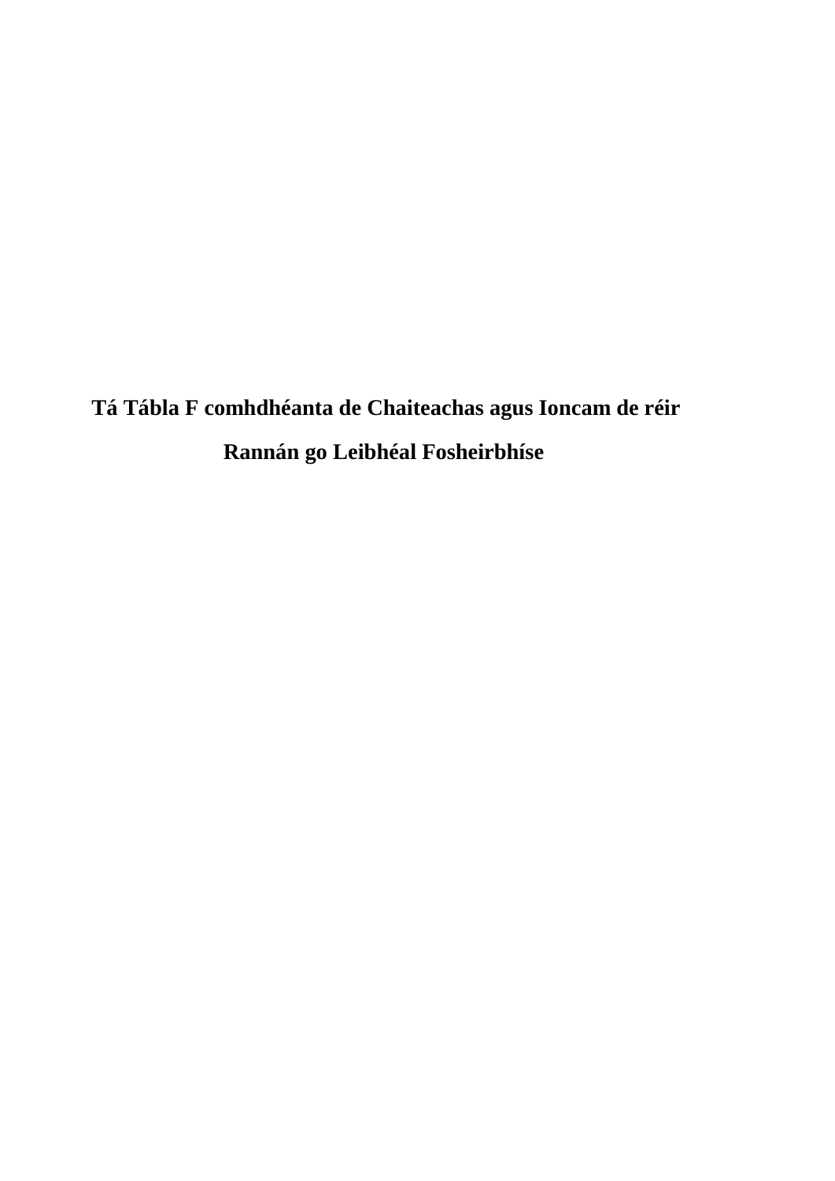**Tá Tábla F comhdhéanta de Chaiteachas agus Ioncam de réir Rannán go Leibhéal Fosheirbhíse**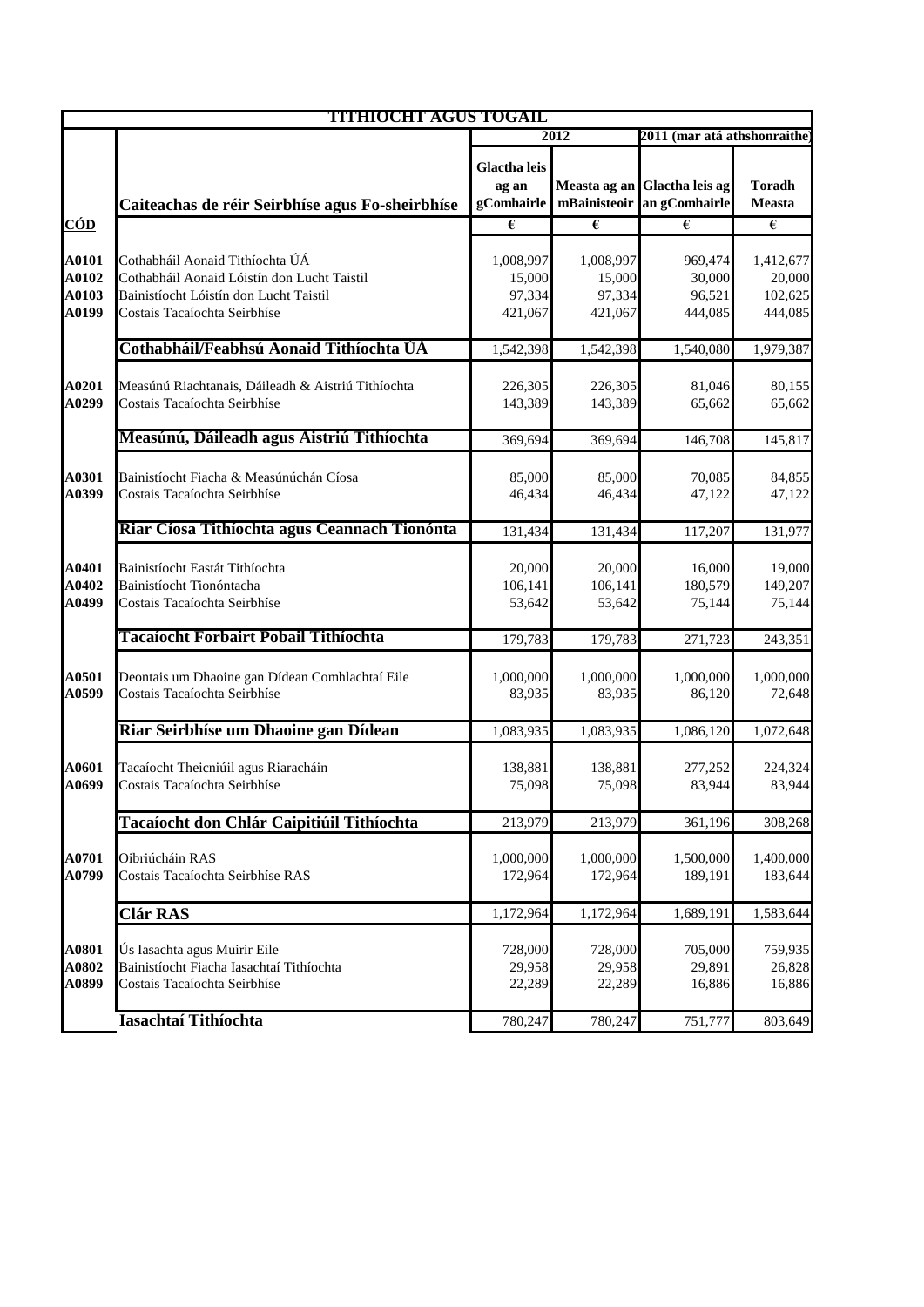| TITHÍOCHT AGUS TÓGÁIL | | | | | |
|---|---|---|---|---|---|
| | | 2012 | | 2011 (mar atá athshonraithe) | |
| | Caiteachas de réir Seirbhíse agus Fo-sheirbhíse | Glactha leis ag an gComhairle | Measta ag an mBainisteoir | Glactha leis ag an gComhairle | Toradh Measta |
| CÓD | | € | € | € | € |
| A0101 | Cothabháil Aonaid Tithíochta ÚÁ | 1,008,997 | 1,008,997 | 969,474 | 1,412,677 |
| A0102 | Cothabháil Aonaid Lóistín don Lucht Taistil | 15,000 | 15,000 | 30,000 | 20,000 |
| A0103 | Bainistíocht Lóistín don Lucht Taistil | 97,334 | 97,334 | 96,521 | 102,625 |
| A0199 | Costais Tacaíochta Seirbhíse | 421,067 | 421,067 | 444,085 | 444,085 |
| | **Cothabháil/Feabhsú Aonaid Tithíochta ÚÁ** | 1,542,398 | 1,542,398 | 1,540,080 | 1,979,387 |
| A0201 | Measúnú Riachtanais, Dáileadh & Aistriú Tithíochta | 226,305 | 226,305 | 81,046 | 80,155 |
| A0299 | Costais Tacaíochta Seirbhíse | 143,389 | 143,389 | 65,662 | 65,662 |
| | **Measúnú, Dáileadh agus Aistriú Tithíochta** | 369,694 | 369,694 | 146,708 | 145,817 |
| A0301 | Bainistíocht Fiacha & Measúnúchán Cíosa | 85,000 | 85,000 | 70,085 | 84,855 |
| A0399 | Costais Tacaíochta Seirbhíse | 46,434 | 46,434 | 47,122 | 47,122 |
| | **Riar Cíosa Tithíochta agus Ceannach Tionónta** | 131,434 | 131,434 | 117,207 | 131,977 |
| A0401 | Bainistíocht Eastát Tithíochta | 20,000 | 20,000 | 16,000 | 19,000 |
| A0402 | Bainistíocht Tionóntacha | 106,141 | 106,141 | 180,579 | 149,207 |
| A0499 | Costais Tacaíochta Seirbhíse | 53,642 | 53,642 | 75,144 | 75,144 |
| | **Tacaíocht Forbairt Pobail Tithíochta** | 179,783 | 179,783 | 271,723 | 243,351 |
| A0501 | Deontais um Dhaoine gan Dídean Comhlachtaí Eile | 1,000,000 | 1,000,000 | 1,000,000 | 1,000,000 |
| A0599 | Costais Tacaíochta Seirbhíse | 83,935 | 83,935 | 86,120 | 72,648 |
| | **Riar Seirbhíse um Dhaoine gan Dídean** | 1,083,935 | 1,083,935 | 1,086,120 | 1,072,648 |
| A0601 | Tacaíocht Theicniúil agus Riaracháin | 138,881 | 138,881 | 277,252 | 224,324 |
| A0699 | Costais Tacaíochta Seirbhíse | 75,098 | 75,098 | 83,944 | 83,944 |
| | **Tacaíocht don Chlár Caipitiúil Tithíochta** | 213,979 | 213,979 | 361,196 | 308,268 |
| A0701 | Oibriúcháin RAS | 1,000,000 | 1,000,000 | 1,500,000 | 1,400,000 |
| A0799 | Costais Tacaíochta Seirbhíse RAS | 172,964 | 172,964 | 189,191 | 183,644 |
| | **Clár RAS** | 1,172,964 | 1,172,964 | 1,689,191 | 1,583,644 |
| A0801 | Ús Iasachta agus Muirir Eile | 728,000 | 728,000 | 705,000 | 759,935 |
| A0802 | Bainistíocht Fiacha Iasachtaí Tithíochta | 29,958 | 29,958 | 29,891 | 26,828 |
| A0899 | Costais Tacaíochta Seirbhíse | 22,289 | 22,289 | 16,886 | 16,886 |
| | **Iasachtaí Tithíochta** | 780,247 | 780,247 | 751,777 | 803,649 |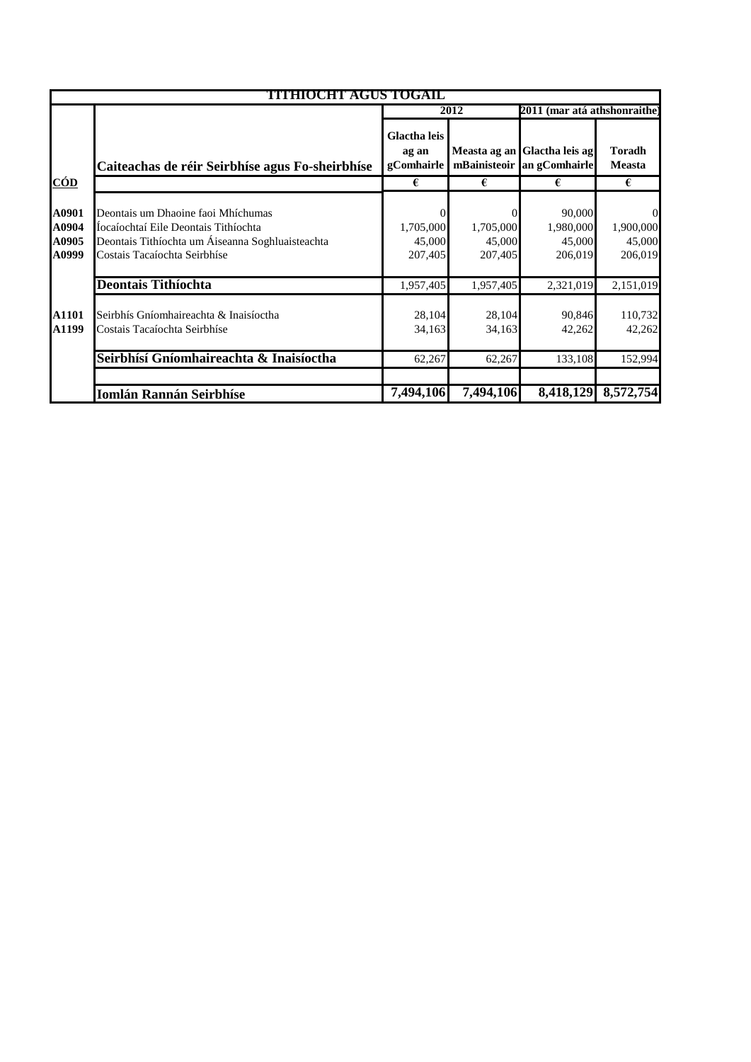| TITHÍOCHT AGUS TÓGÁIL | | | | | |
|---|---|---|---|---|---|
| | | 2012 | | 2011 (mar atá athshonraithe) | |
| | Caiteachas de réir Seirbhíse agus Fo-sheirbhíse | Glactha leis ag an gComhairle | Measta ag an mBainisteoir | Glactha leis ag an gComhairle | Toradh Measta |
| **CÓD** | | € | € | € | € |
| **A0901** | Deontais um Dhaoine faoi Mhíchumas | 0 | 0 | 90,000 | 0 |
| **A0904** | Íocaíochtaí Eile Deontais Tithíochta | 1,705,000 | 1,705,000 | 1,980,000 | 1,900,000 |
| **A0905** | Deontais Tithíochta um Áiseanna Soghluaisteachta | 45,000 | 45,000 | 45,000 | 45,000 |
| **A0999** | Costais Tacaíochta Seirbhíse | 207,405 | 207,405 | 206,019 | 206,019 |
| | **Deontais Tithíochta** | 1,957,405 | 1,957,405 | 2,321,019 | 2,151,019 |
| **A1101** | Seirbhís Gníomhaireachta & Inaisíoctha | 28,104 | 28,104 | 90,846 | 110,732 |
| **A1199** | Costais Tacaíochta Seirbhíse | 34,163 | 34,163 | 42,262 | 42,262 |
| | **Seirbhísí Gníomhaireachta & Inaisíoctha** | 62,267 | 62,267 | 133,108 | 152,994 |
| | **Iomlán Rannán Seirbhíse** | **7,494,106** | **7,494,106** | **8,418,129** | **8,572,754** |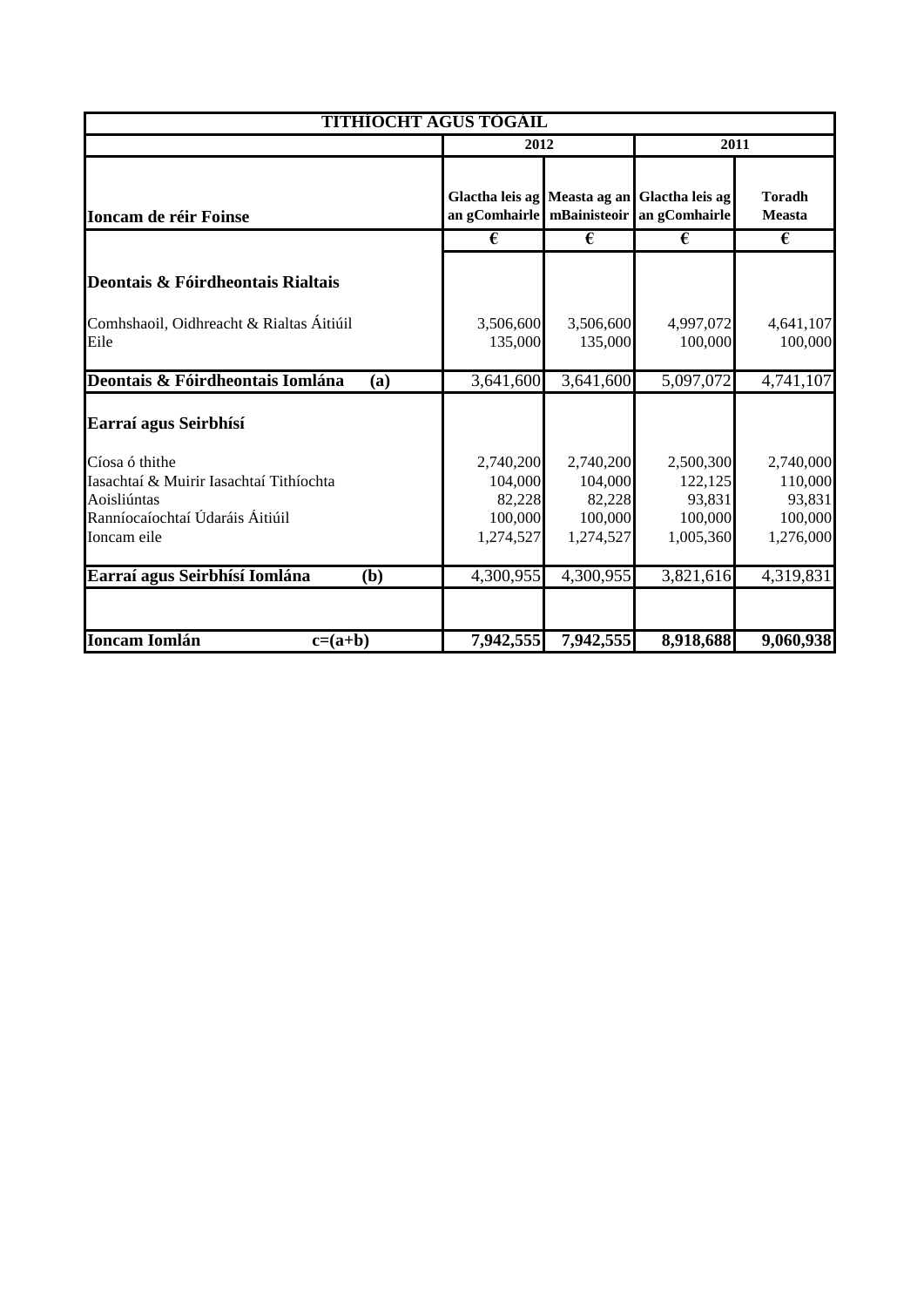| TITHÍOCHT AGUS TÓGÁIL | | | | |
|---|---|---|---|---|
| | 2012 | | 2011 | |
| **Ioncam de réir Foinse** | **Glactha leis ag an gComhairle** | **Measta ag an mBainisteoir** | **Glactha leis ag an gComhairle** | **Toradh Measta** |
| | € | € | € | € |
| **Deontais & Fóirdheontais Rialtais** | | | | |
| Comhshaoil, Oidhreacht & Rialtas Áitiúil | 3,506,600 | 3,506,600 | 4,997,072 | 4,641,107 |
| Eile | 135,000 | 135,000 | 100,000 | 100,000 |
| **Deontais & Fóirdheontais Iomlána (a)** | 3,641,600 | 3,641,600 | 5,097,072 | 4,741,107 |
| **Earraí agus Seirbhísí** | | | | |
| Cíosa ó thithe | 2,740,200 | 2,740,200 | 2,500,300 | 2,740,000 |
| Iasachtaí & Muirir Iasachtaí Tithíochta | 104,000 | 104,000 | 122,125 | 110,000 |
| Aoisliúntas | 82,228 | 82,228 | 93,831 | 93,831 |
| Ranníocaíochtaí Údaráis Áitiúil | 100,000 | 100,000 | 100,000 | 100,000 |
| Ioncam eile | 1,274,527 | 1,274,527 | 1,005,360 | 1,276,000 |
| **Earraí agus Seirbhísí Iomlána (b)** | 4,300,955 | 4,300,955 | 3,821,616 | 4,319,831 |
| | | | | |
| **Ioncam Iomlán c=(a+b)** | **7,942,555** | **7,942,555** | **8,918,688** | **9,060,938** |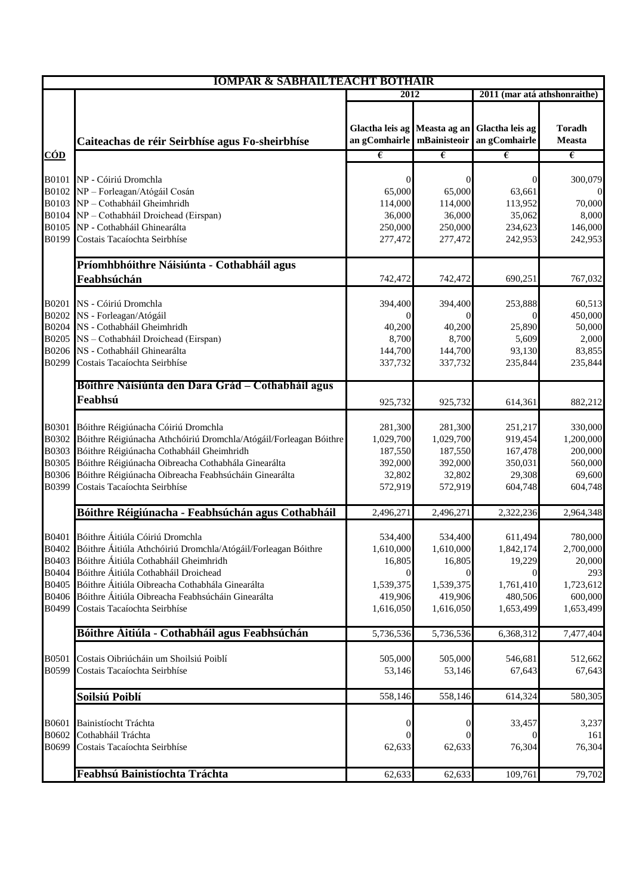| IOMPAR & SÁBHÁILTEACHT BÓTHAIR | | | | | |
|---|---|---|---|---|---|
| | | 2012 | | 2011 (mar atá athshonraithe) | |
| | Caiteachas de réir Seirbhíse agus Fo-sheirbhíse | Glactha leis ag an gComhairle | Measta ag an mBainisteoir | Glactha leis ag an gComhairle | Toradh Measta |
| CÓD | | € | € | € | € |
| B0101 | NP - Cóiriú Dromchla | 0 | 0 | 0 | 300,079 |
| B0102 | NP – Forleagan/Atógáil Cosán | 65,000 | 65,000 | 63,661 | 0 |
| B0103 | NP – Cothabháil Gheimhridh | 114,000 | 114,000 | 113,952 | 70,000 |
| B0104 | NP – Cothabháil Droichead (Eirspan) | 36,000 | 36,000 | 35,062 | 8,000 |
| B0105 | NP - Cothabháil Ghinearálta | 250,000 | 250,000 | 234,623 | 146,000 |
| B0199 | Costais Tacaíochta Seirbhíse | 277,472 | 277,472 | 242,953 | 242,953 |
| | **Príomhbhóithre Náisiúnta - Cothabháil agus Feabhsúchán** | 742,472 | 742,472 | 690,251 | 767,032 |
| B0201 | NS - Cóiriú Dromchla | 394,400 | 394,400 | 253,888 | 60,513 |
| B0202 | NS - Forleagan/Atógáil | 0 | 0 | 0 | 450,000 |
| B0204 | NS - Cothabháil Gheimhridh | 40,200 | 40,200 | 25,890 | 50,000 |
| B0205 | NS – Cothabháil Droichead (Eirspan) | 8,700 | 8,700 | 5,609 | 2,000 |
| B0206 | NS - Cothabháil Ghinearálta | 144,700 | 144,700 | 93,130 | 83,855 |
| B0299 | Costais Tacaíochta Seirbhíse | 337,732 | 337,732 | 235,844 | 235,844 |
| | **Bóithre Náisiúnta den Dara Grád – Cothabháil agus Feabhsú** | 925,732 | 925,732 | 614,361 | 882,212 |
| B0301 | Bóithre Réigiúnacha Cóiriú Dromchla | 281,300 | 281,300 | 251,217 | 330,000 |
| B0302 | Bóithre Réigiúnacha Athchóiriú Dromchla/Atógáil/Forleagan Bóithre | 1,029,700 | 1,029,700 | 919,454 | 1,200,000 |
| B0303 | Bóithre Réigiúnacha Cothabháil Gheimhridh | 187,550 | 187,550 | 167,478 | 200,000 |
| B0305 | Bóithre Réigiúnacha Oibreacha Cothabhála Ginearálta | 392,000 | 392,000 | 350,031 | 560,000 |
| B0306 | Bóithre Réigiúnacha Oibreacha Feabhsúcháin Ginearálta | 32,802 | 32,802 | 29,308 | 69,600 |
| B0399 | Costais Tacaíochta Seirbhíse | 572,919 | 572,919 | 604,748 | 604,748 |
| | **Bóithre Réigiúnacha - Feabhsúchán agus Cothabháil** | 2,496,271 | 2,496,271 | 2,322,236 | 2,964,348 |
| B0401 | Bóithre Áitiúla Cóiriú Dromchla | 534,400 | 534,400 | 611,494 | 780,000 |
| B0402 | Bóithre Áitiúla Athchóiriú Dromchla/Atógáil/Forleagan Bóithre | 1,610,000 | 1,610,000 | 1,842,174 | 2,700,000 |
| B0403 | Bóithre Áitiúla Cothabháil Gheimhridh | 16,805 | 16,805 | 19,229 | 20,000 |
| B0404 | Bóithre Áitiúla Cothabháil Droichead | 0 | 0 | 0 | 293 |
| B0405 | Bóithre Áitiúla Oibreacha Cothabhála Ginearálta | 1,539,375 | 1,539,375 | 1,761,410 | 1,723,612 |
| B0406 | Bóithre Áitiúla Oibreacha Feabhsúcháin Ginearálta | 419,906 | 419,906 | 480,506 | 600,000 |
| B0499 | Costais Tacaíochta Seirbhíse | 1,616,050 | 1,616,050 | 1,653,499 | 1,653,499 |
| | **Bóithre Áitiúla - Cothabháil agus Feabhsúchán** | 5,736,536 | 5,736,536 | 6,368,312 | 7,477,404 |
| B0501 | Costais Oibriúcháin um Shoilsiú Poiblí | 505,000 | 505,000 | 546,681 | 512,662 |
| B0599 | Costais Tacaíochta Seirbhíse | 53,146 | 53,146 | 67,643 | 67,643 |
| | **Soilsiú Poiblí** | 558,146 | 558,146 | 614,324 | 580,305 |
| B0601 | Bainistíocht Tráchta | 0 | 0 | 33,457 | 3,237 |
| B0602 | Cothabháil Tráchta | 0 | 0 | 0 | 161 |
| B0699 | Costais Tacaíochta Seirbhíse | 62,633 | 62,633 | 76,304 | 76,304 |
| | **Feabhsú Bainistíochta Tráchta** | 62,633 | 62,633 | 109,761 | 79,702 |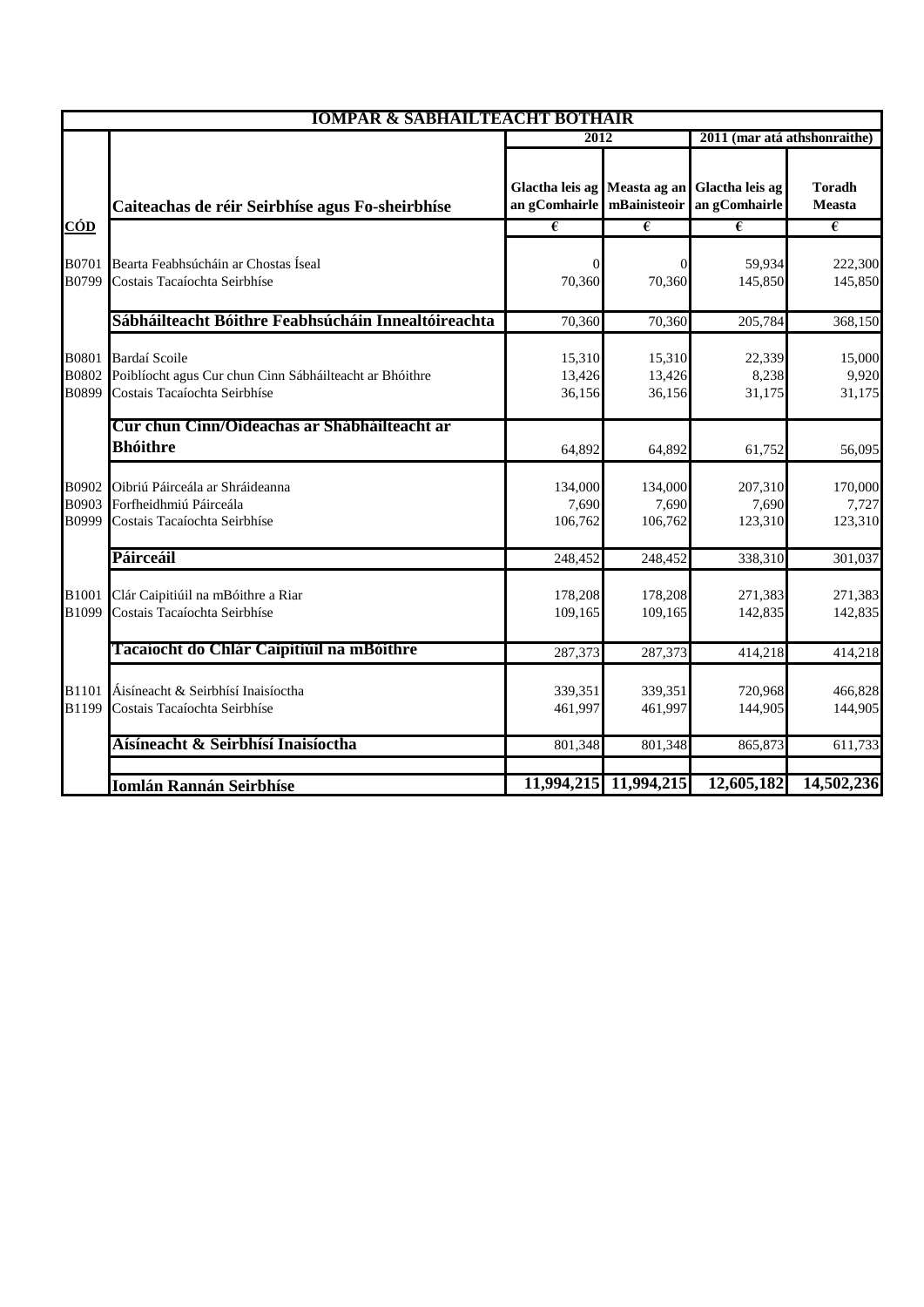| IOMPAR & SÁBHÁILTEACHT BÓTHAIR | | | | | |
|---|---|---|---|---|---|
| | | 2012 | | 2011 (mar atá athshonraithe) | |
| **CÓD** | **Caiteachas de réir Seirbhíse agus Fo-sheirbhíse** | **Glactha leis ag an gComhairle** | **Measta ag an mBainisteoir** | **Glactha leis ag an gComhairle** | **Toradh Measta** |
| | | € | € | € | € |
| B0701 | Bearta Feabhsúcháin ar Chostas Íseal | 0 | 0 | 59,934 | 222,300 |
| B0799 | Costais Tacaíochta Seirbhíse | 70,360 | 70,360 | 145,850 | 145,850 |
| | **Sábháilteacht Bóithre Feabhsúcháin Innealtóireachta** | 70,360 | 70,360 | 205,784 | 368,150 |
| B0801 | Bardaí Scoile | 15,310 | 15,310 | 22,339 | 15,000 |
| B0802 | Poiblíocht agus Cur chun Cinn Sábháilteacht ar Bhóithre | 13,426 | 13,426 | 8,238 | 9,920 |
| B0899 | Costais Tacaíochta Seirbhíse | 36,156 | 36,156 | 31,175 | 31,175 |
| | **Cur chun Cinn/Oideachas ar Shábháilteacht ar Bhóithre** | 64,892 | 64,892 | 61,752 | 56,095 |
| B0902 | Oibriú Páirceála ar Shráideanna | 134,000 | 134,000 | 207,310 | 170,000 |
| B0903 | Forfheidhmiú Páirceála | 7,690 | 7,690 | 7,690 | 7,727 |
| B0999 | Costais Tacaíochta Seirbhíse | 106,762 | 106,762 | 123,310 | 123,310 |
| | **Páirceáil** | 248,452 | 248,452 | 338,310 | 301,037 |
| B1001 | Clár Caipitiúil na mBóithre a Riar | 178,208 | 178,208 | 271,383 | 271,383 |
| B1099 | Costais Tacaíochta Seirbhíse | 109,165 | 109,165 | 142,835 | 142,835 |
| | **Tacaíocht do Chlár Caipitiúil na mBóithre** | 287,373 | 287,373 | 414,218 | 414,218 |
| B1101 | Áisíneacht & Seirbhísí Inaisíoctha | 339,351 | 339,351 | 720,968 | 466,828 |
| B1199 | Costais Tacaíochta Seirbhíse | 461,997 | 461,997 | 144,905 | 144,905 |
| | **Aisíneacht & Seirbhísí Inaisíoctha** | 801,348 | 801,348 | 865,873 | 611,733 |
| | **Iomlán Rannán Seirbhíse** | **11,994,215** | **11,994,215** | **12,605,182** | **14,502,236** |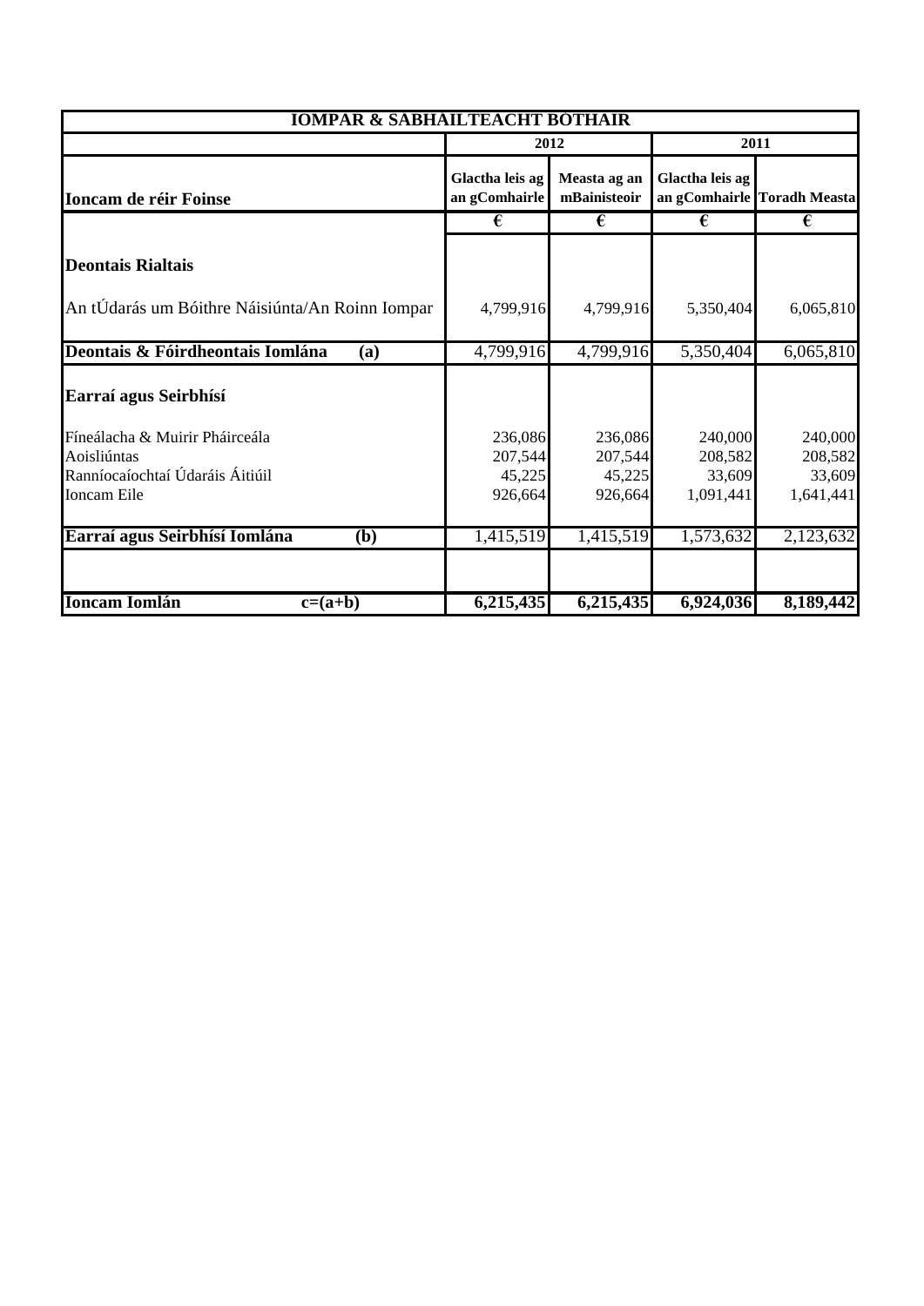| IOMPAR & SABHAILTEACHT BOTHAIR | | | | |
|---|---|---|---|---|
| | 2012 | | 2011 | |
| **Ioncam de réir Foinse** | **Glactha leis ag an gComhairle** | **Measta ag an mBainisteoir** | **Glactha leis ag an gComhairle** | **Toradh Measta** |
| | € | € | € | € |
| **Deontais Rialtais** | | | | |
| An tÚdarás um Bóithre Náisiúnta/An Roinn Iompar | 4,799,916 | 4,799,916 | 5,350,404 | 6,065,810 |
| **Deontais & Fóirdheontais Iomlána (a)** | 4,799,916 | 4,799,916 | 5,350,404 | 6,065,810 |
| **Earraí agus Seirbhísí** | | | | |
| Fíneálacha & Muirir Pháirceála | 236,086 | 236,086 | 240,000 | 240,000 |
| Aoisliúntas | 207,544 | 207,544 | 208,582 | 208,582 |
| Ranníocaíochtaí Údaráis Áitiúil | 45,225 | 45,225 | 33,609 | 33,609 |
| Ioncam Eile | 926,664 | 926,664 | 1,091,441 | 1,641,441 |
| **Earraí agus Seirbhísí Iomlána (b)** | 1,415,519 | 1,415,519 | 1,573,632 | 2,123,632 |
| | | | | |
| **Ioncam Iomlán c=(a+b)** | **6,215,435** | **6,215,435** | **6,924,036** | **8,189,442** |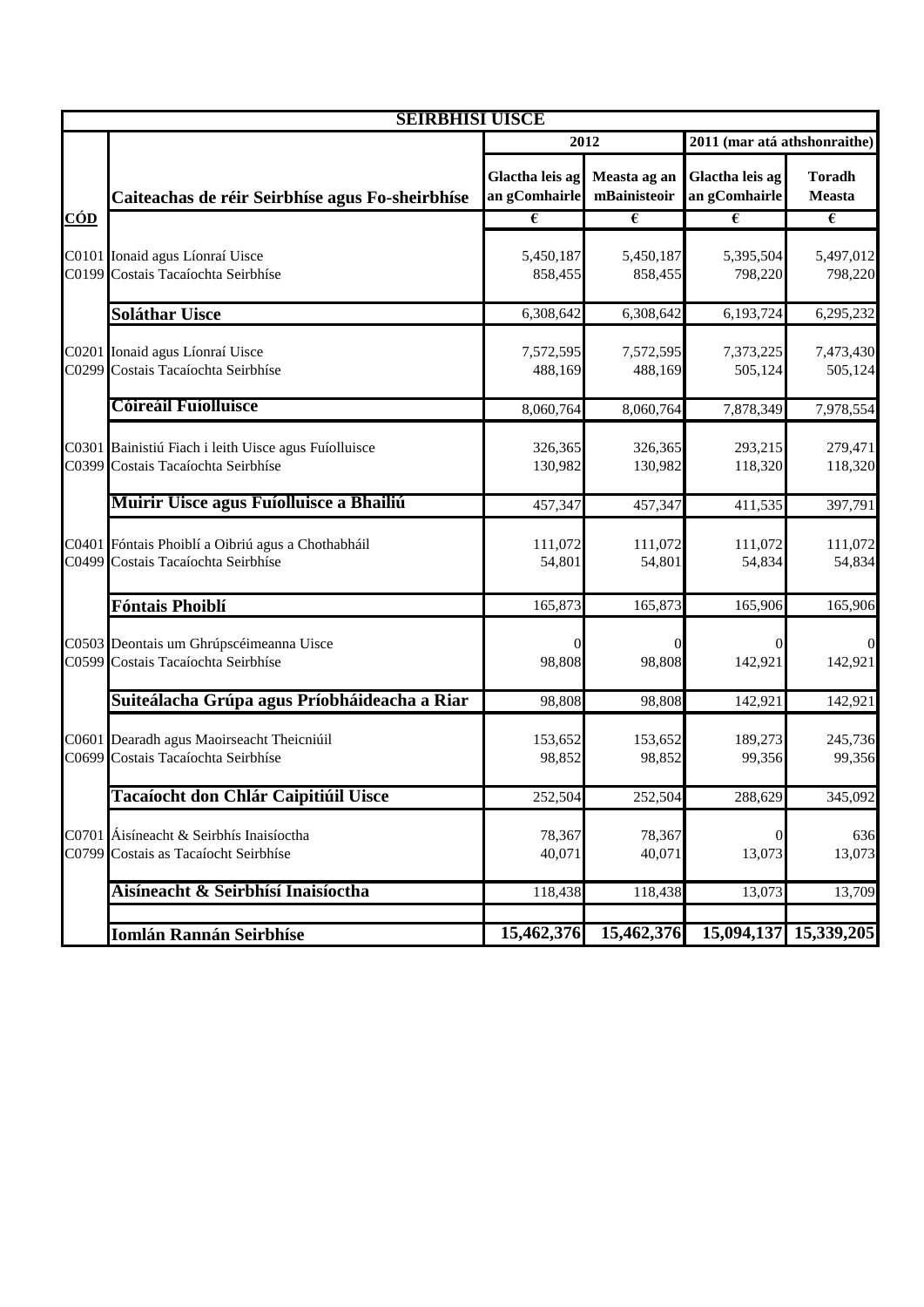| SEIRBHÍSÍ UISCE | | | | | |
|---|---|---|---|---|---|
| | | 2012 | | 2011 (mar atá athshonraithe) | |
| | Caiteachas de réir Seirbhíse agus Fo-sheirbhíse | Glactha leis ag an gComhairle | Measta ag an mBainisteoir | Glactha leis ag an gComhairle | Toradh Measta |
| **CÓD** | | € | € | € | € |
| C0101 | Ionaid agus Líonraí Uisce | 5,450,187 | 5,450,187 | 5,395,504 | 5,497,012 |
| C0199 | Costais Tacaíochta Seirbhíse | 858,455 | 858,455 | 798,220 | 798,220 |
| | **Soláthar Uisce** | 6,308,642 | 6,308,642 | 6,193,724 | 6,295,232 |
| C0201 | Ionaid agus Líonraí Uisce | 7,572,595 | 7,572,595 | 7,373,225 | 7,473,430 |
| C0299 | Costais Tacaíochta Seirbhíse | 488,169 | 488,169 | 505,124 | 505,124 |
| | **Cóireáil Fuíolluisce** | 8,060,764 | 8,060,764 | 7,878,349 | 7,978,554 |
| C0301 | Bainistiú Fiach i leith Uisce agus Fuíolluisce | 326,365 | 326,365 | 293,215 | 279,471 |
| C0399 | Costais Tacaíochta Seirbhíse | 130,982 | 130,982 | 118,320 | 118,320 |
| | **Muirir Uisce agus Fuíolluisce a Bhailiú** | 457,347 | 457,347 | 411,535 | 397,791 |
| C0401 | Fóntais Phoiblí a Oibriú agus a Chothabháil | 111,072 | 111,072 | 111,072 | 111,072 |
| C0499 | Costais Tacaíochta Seirbhíse | 54,801 | 54,801 | 54,834 | 54,834 |
| | **Fóntais Phoiblí** | 165,873 | 165,873 | 165,906 | 165,906 |
| C0503 | Deontais um Ghrúpscéimeanna Uisce | 0 | 0 | 0 | 0 |
| C0599 | Costais Tacaíochta Seirbhíse | 98,808 | 98,808 | 142,921 | 142,921 |
| | **Suiteálacha Grúpa agus Príobháideacha a Riar** | 98,808 | 98,808 | 142,921 | 142,921 |
| C0601 | Dearadh agus Maoirseacht Theicniúil | 153,652 | 153,652 | 189,273 | 245,736 |
| C0699 | Costais Tacaíochta Seirbhíse | 98,852 | 98,852 | 99,356 | 99,356 |
| | **Tacaíocht don Chlár Caipitiúil Uisce** | 252,504 | 252,504 | 288,629 | 345,092 |
| C0701 | Áisíneacht & Seirbhís Inaisíoctha | 78,367 | 78,367 | 0 | 636 |
| C0799 | Costais as Tacaíocht Seirbhíse | 40,071 | 40,071 | 13,073 | 13,073 |
| | **Aisíneacht & Seirbhísí Inaisíoctha** | 118,438 | 118,438 | 13,073 | 13,709 |
| | **Iomlán Rannán Seirbhíse** | **15,462,376** | **15,462,376** | **15,094,137** | **15,339,205** |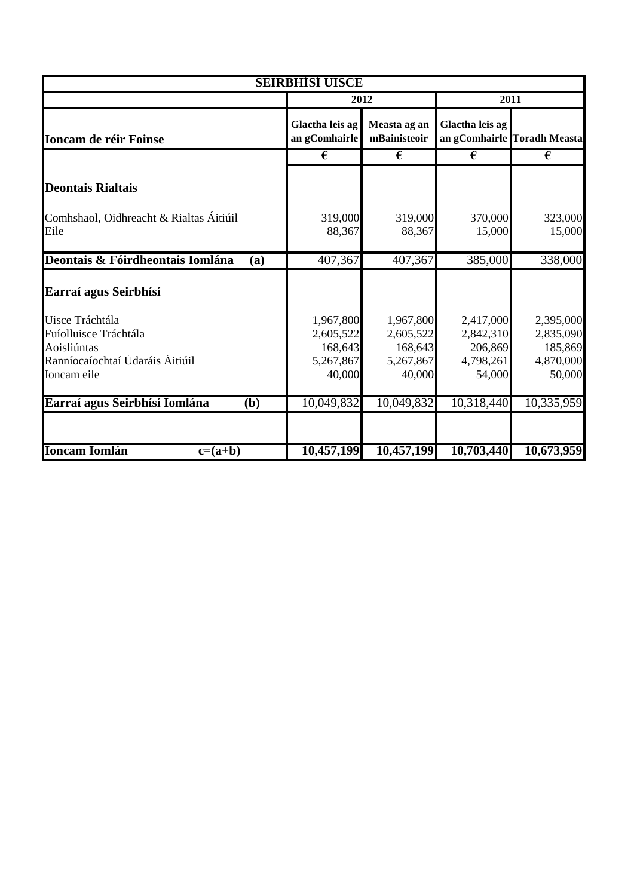| SEIRBHÍSÍ UISCE | | | | |
|---|---|---|---|---|
| | 2012 | | 2011 | |
| Ioncam de réir Foinse | Glactha leis ag an gComhairle | Measta ag an mBainisteoir | Glactha leis ag an gComhairle | Toradh Measta |
| | € | € | € | € |
| **Deontais Rialtais** | | | | |
| Comhshaol, Oidhreacht & Rialtas Áitiúil | 319,000 | 319,000 | 370,000 | 323,000 |
| Eile | 88,367 | 88,367 | 15,000 | 15,000 |
| **Deontais & Fóirdheontais Iomlána (a)** | 407,367 | 407,367 | 385,000 | 338,000 |
| **Earraí agus Seirbhísí** | | | | |
| Uisce Tráchtála | 1,967,800 | 1,967,800 | 2,417,000 | 2,395,000 |
| Fuíolluisce Tráchtála | 2,605,522 | 2,605,522 | 2,842,310 | 2,835,090 |
| Aoisliúntas | 168,643 | 168,643 | 206,869 | 185,869 |
| Ranníocaíochtaí Údaráis Áitiúil | 5,267,867 | 5,267,867 | 4,798,261 | 4,870,000 |
| Ioncam eile | 40,000 | 40,000 | 54,000 | 50,000 |
| **Earraí agus Seirbhísí Iomlána (b)** | 10,049,832 | 10,049,832 | 10,318,440 | 10,335,959 |
| | | | | |
| **Ioncam Iomlán c=(a+b)** | **10,457,199** | **10,457,199** | **10,703,440** | **10,673,959** |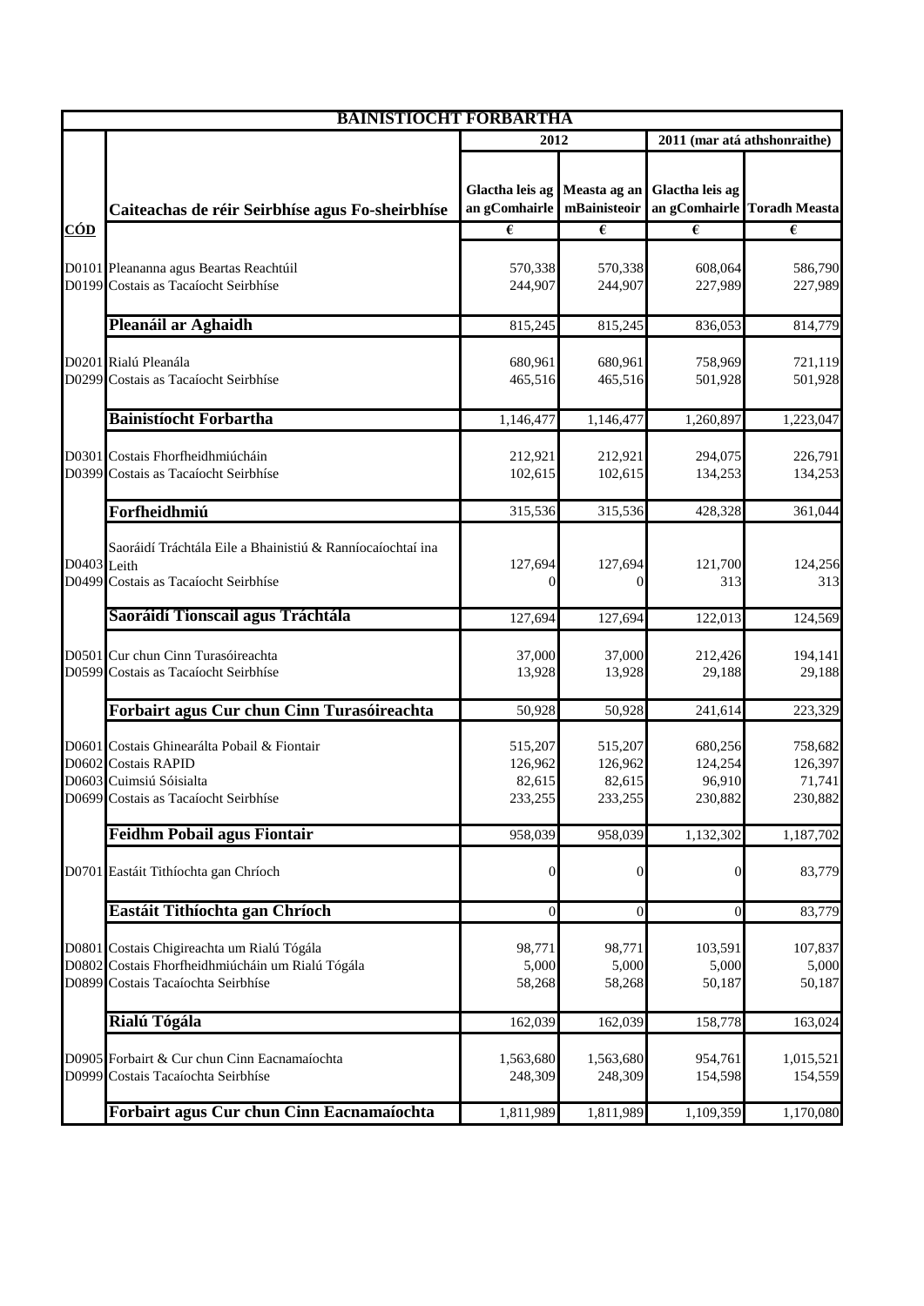| BAINISTÍOCHT FORBARTHA | | | | | |
|---|---|---|---|---|---|
| | | 2012 | | 2011 (mar atá athshonraithe) | |
| CÓD | Caiteachas de réir Seirbhíse agus Fo-sheirbhíse | Glactha leis ag an gComhairle | Measta ag an mBainisteoir | Glactha leis ag an gComhairle | Toradh Measta |
| | | € | € | € | € |
| D0101 | Pleananna agus Beartas Reachtúil | 570,338 | 570,338 | 608,064 | 586,790 |
| D0199 | Costais as Tacaíocht Seirbhíse | 244,907 | 244,907 | 227,989 | 227,989 |
| | **Pleanáil ar Aghaidh** | 815,245 | 815,245 | 836,053 | 814,779 |
| D0201 | Rialú Pleanála | 680,961 | 680,961 | 758,969 | 721,119 |
| D0299 | Costais as Tacaíocht Seirbhíse | 465,516 | 465,516 | 501,928 | 501,928 |
| | **Bainistíocht Forbartha** | 1,146,477 | 1,146,477 | 1,260,897 | 1,223,047 |
| D0301 | Costais Fhorfheidhmiúcháin | 212,921 | 212,921 | 294,075 | 226,791 |
| D0399 | Costais as Tacaíocht Seirbhíse | 102,615 | 102,615 | 134,253 | 134,253 |
| | **Forfheidhmiú** | 315,536 | 315,536 | 428,328 | 361,044 |
| D0403 | Saoráidí Tráchtála Eile a Bhainistiú & Rannıocaíochtaí ina Leith | 127,694 | 127,694 | 121,700 | 124,256 |
| D0499 | Costais as Tacaíocht Seirbhíse | 0 | 0 | 313 | 313 |
| | **Saoráidí Tionscail agus Tráchtála** | 127,694 | 127,694 | 122,013 | 124,569 |
| D0501 | Cur chun Cinn Turasóireachta | 37,000 | 37,000 | 212,426 | 194,141 |
| D0599 | Costais as Tacaíocht Seirbhíse | 13,928 | 13,928 | 29,188 | 29,188 |
| | **Forbairt agus Cur chun Cinn Turasóireachta** | 50,928 | 50,928 | 241,614 | 223,329 |
| D0601 | Costais Ghinearálta Pobail & Fiontair | 515,207 | 515,207 | 680,256 | 758,682 |
| D0602 | Costais RAPID | 126,962 | 126,962 | 124,254 | 126,397 |
| D0603 | Cuimsiú Sóisialta | 82,615 | 82,615 | 96,910 | 71,741 |
| D0699 | Costais as Tacaíocht Seirbhíse | 233,255 | 233,255 | 230,882 | 230,882 |
| | **Feidhm Pobail agus Fiontair** | 958,039 | 958,039 | 1,132,302 | 1,187,702 |
| D0701 | Eastáit Tithíochta gan Chríoch | 0 | 0 | 0 | 83,779 |
| | **Eastáit Tithíochta gan Chríoch** | 0 | 0 | 0 | 83,779 |
| D0801 | Costais Chigireachta um Rialú Tógála | 98,771 | 98,771 | 103,591 | 107,837 |
| D0802 | Costais Fhorfheidhmiúcháin um Rialú Tógála | 5,000 | 5,000 | 5,000 | 5,000 |
| D0899 | Costais Tacaíochta Seirbhíse | 58,268 | 58,268 | 50,187 | 50,187 |
| | **Rialú Tógála** | 162,039 | 162,039 | 158,778 | 163,024 |
| D0905 | Forbairt & Cur chun Cinn Eacnamaíochta | 1,563,680 | 1,563,680 | 954,761 | 1,015,521 |
| D0999 | Costais Tacaíochta Seirbhíse | 248,309 | 248,309 | 154,598 | 154,559 |
| | **Forbairt agus Cur chun Cinn Eacnamaíochta** | 1,811,989 | 1,811,989 | 1,109,359 | 1,170,080 |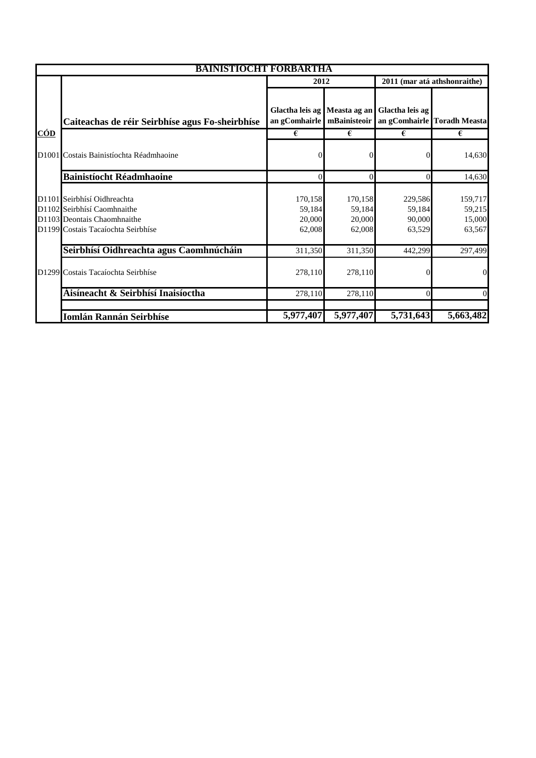| BAINISTÍOCHT FORBARTHA | | | | | |
|---|---|---|---|---|---|
| | | 2012 | | 2011 (mar atá athshonraithe) | |
| | Caiteachas de réir Seirbhíse agus Fo-sheirbhíse | Glactha leis ag an gComhairle | Measta ag an mBainisteoir | Glactha leis ag an gComhairle | Toradh Measta |
| CÓD | | € | € | € | € |
| D1001 | Costais Bainistíochta Réadmhaoine | 0 | 0 | 0 | 14,630 |
| | **Bainistíocht Réadmhaoine** | 0 | 0 | 0 | 14,630 |
| D1101 | Seirbhísí Oidhreachta | 170,158 | 170,158 | 229,586 | 159,717 |
| D1102 | Seirbhísí Caomhnaithe | 59,184 | 59,184 | 59,184 | 59,215 |
| D1103 | Deontais Chaomhnaithe | 20,000 | 20,000 | 90,000 | 15,000 |
| D1199 | Costais Tacaíochta Seirbhíse | 62,008 | 62,008 | 63,529 | 63,567 |
| | **Seirbhísí Oidhreachta agus Caomhnúcháin** | 311,350 | 311,350 | 442,299 | 297,499 |
| D1299 | Costais Tacaíochta Seirbhíse | 278,110 | 278,110 | 0 | 0 |
| | **Áisíneacht & Seirbhísí Inaisíoctha** | 278,110 | 278,110 | 0 | 0 |
| | **Iomlán Rannán Seirbhíse** | **5,977,407** | **5,977,407** | **5,731,643** | **5,663,482** |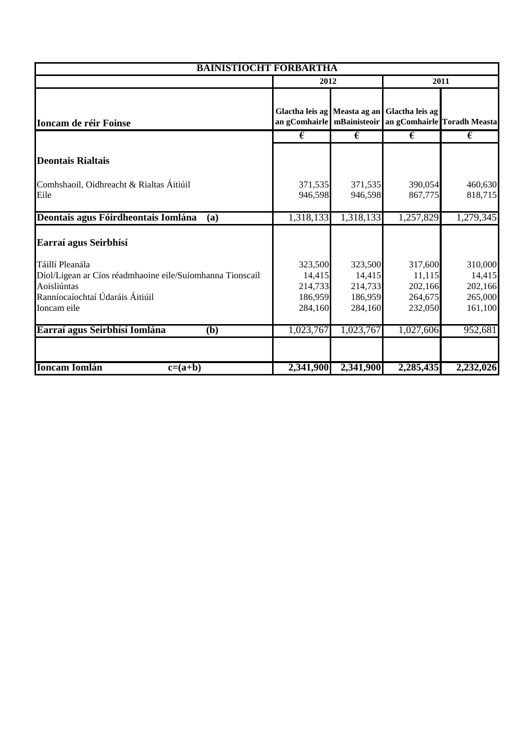| BAINISTÍOCHT FORBARTHA | | | | |
|---|---|---|---|---|
| | 2012 | | 2011 | |
| **Ioncam de réir Foinse** | Glactha leis ag an gComhairle | Measta ag an mBainisteoir | Glactha leis ag an gComhairle | Toradh Measta |
| | € | € | € | € |
| **Deontais Rialtais** | | | | |
| Comhshaoil, Oidhreacht & Rialtas Áitiúil | 371,535 | 371,535 | 390,054 | 460,630 |
| Eile | 946,598 | 946,598 | 867,775 | 818,715 |
| **Deontais agus Fóirdheontais Iomlána (a)** | 1,318,133 | 1,318,133 | 1,257,829 | 1,279,345 |
| **Earraí agus Seirbhísí** | | | | |
| Táillí Pleanála | 323,500 | 323,500 | 317,600 | 310,000 |
| Díol/Ligean ar Cíos réadmhaoine eile/Suíomhanna Tionscail | 14,415 | 14,415 | 11,115 | 14,415 |
| Aoisliúntas | 214,733 | 214,733 | 202,166 | 202,166 |
| Ranníocaíochtaí Údaráis Áitiúil | 186,959 | 186,959 | 264,675 | 265,000 |
| Ioncam eile | 284,160 | 284,160 | 232,050 | 161,100 |
| **Earraí agus Seirbhísí Iomlána (b)** | 1,023,767 | 1,023,767 | 1,027,606 | 952,681 |
| | | | | |
| **Ioncam Iomlán c=(a+b)** | **2,341,900** | **2,341,900** | **2,285,435** | **2,232,026** |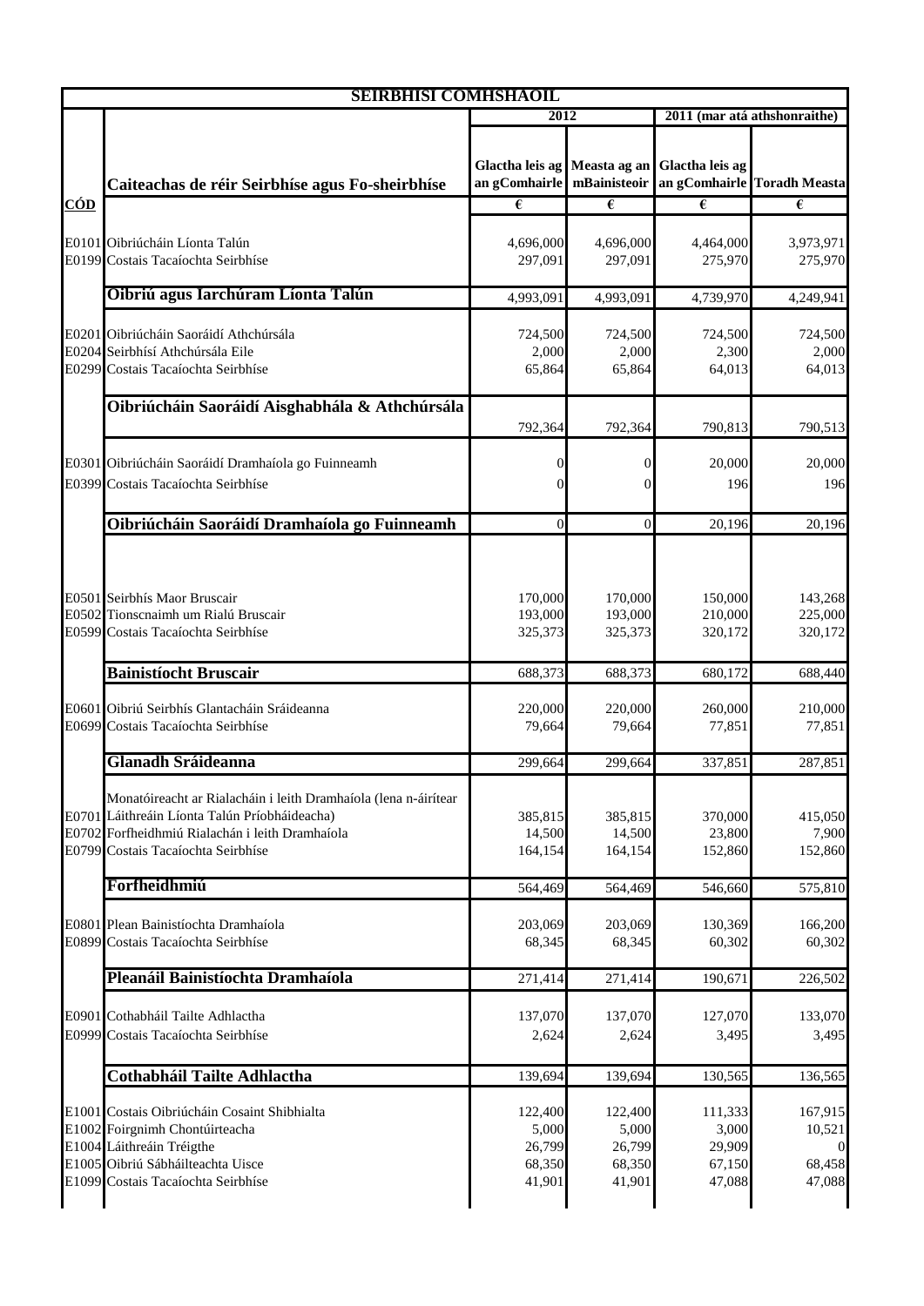| SEIRBHÍSÍ COMHSHAOIL | | | | | |
|---|---|---|---|---|---|
| | | 2012 | | 2011 (mar atá athshonraithe) | |
| **CÓD** | **Caiteachas de réir Seirbhíse agus Fo-sheirbhíse** | **Glactha leis ag an gComhairle** | **Measta ag an mBainisteoir** | **Glactha leis ag an gComhairle** | **Toradh Measta** |
| | | € | € | € | € |
| E0101 | Oibriúcháin Líonta Talún | 4,696,000 | 4,696,000 | 4,464,000 | 3,973,971 |
| E0199 | Costais Tacaíochta Seirbhíse | 297,091 | 297,091 | 275,970 | 275,970 |
| | **Oibriú agus Iarchúram Líonta Talún** | 4,993,091 | 4,993,091 | 4,739,970 | 4,249,941 |
| E0201 | Oibriúcháin Saoráidí Athchúrsála | 724,500 | 724,500 | 724,500 | 724,500 |
| E0204 | Seirbhísí Athchúrsála Eile | 2,000 | 2,000 | 2,300 | 2,000 |
| E0299 | Costais Tacaíochta Seirbhíse | 65,864 | 65,864 | 64,013 | 64,013 |
| | **Oibriúcháin Saoráidí Aisghabhála & Athchúrsála** | 792,364 | 792,364 | 790,813 | 790,513 |
| E0301 | Oibriúcháin Saoráidí Dramhaíola go Fuinneamh | 0 | 0 | 20,000 | 20,000 |
| E0399 | Costais Tacaíochta Seirbhíse | 0 | 0 | 196 | 196 |
| | **Oibriúcháin Saoráidí Dramhaíola go Fuinneamh** | 0 | 0 | 20,196 | 20,196 |
| E0501 | Seirbhís Maor Bruscair | 170,000 | 170,000 | 150,000 | 143,268 |
| E0502 | Tionscnaimh um Rialú Bruscair | 193,000 | 193,000 | 210,000 | 225,000 |
| E0599 | Costais Tacaíochta Seirbhíse | 325,373 | 325,373 | 320,172 | 320,172 |
| | **Bainistíocht Bruscair** | 688,373 | 688,373 | 680,172 | 688,440 |
| E0601 | Oibriú Seirbhís Glantacháin Sráideanna | 220,000 | 220,000 | 260,000 | 210,000 |
| E0699 | Costais Tacaíochta Seirbhíse | 79,664 | 79,664 | 77,851 | 77,851 |
| | **Glanadh Sráideanna** | 299,664 | 299,664 | 337,851 | 287,851 |
| E0701 | Monatóireacht ar Rialacháin i leith Dramhaíola (lena n-áirítear Láithreáin Líonta Talún Príobháideacha) | 385,815 | 385,815 | 370,000 | 415,050 |
| E0702 | Forfheidhmiú Rialachán i leith Dramhaíola | 14,500 | 14,500 | 23,800 | 7,900 |
| E0799 | Costais Tacaíochta Seirbhíse | 164,154 | 164,154 | 152,860 | 152,860 |
| | **Forfheidhmiú** | 564,469 | 564,469 | 546,660 | 575,810 |
| E0801 | Plean Bainistíochta Dramhaíola | 203,069 | 203,069 | 130,369 | 166,200 |
| E0899 | Costais Tacaíochta Seirbhíse | 68,345 | 68,345 | 60,302 | 60,302 |
| | **Pleanáil Bainistíochta Dramhaíola** | 271,414 | 271,414 | 190,671 | 226,502 |
| E0901 | Cothabháil Tailte Adhlactha | 137,070 | 137,070 | 127,070 | 133,070 |
| E0999 | Costais Tacaíochta Seirbhíse | 2,624 | 2,624 | 3,495 | 3,495 |
| | **Cothabháil Tailte Adhlactha** | 139,694 | 139,694 | 130,565 | 136,565 |
| E1001 | Costais Oibriúcháin Cosaint Shibhialta | 122,400 | 122,400 | 111,333 | 167,915 |
| E1002 | Foirgnimh Chontúirteacha | 5,000 | 5,000 | 3,000 | 10,521 |
| E1004 | Láithreáin Tréigthe | 26,799 | 26,799 | 29,909 | 0 |
| E1005 | Oibriú Sábháilteachta Uisce | 68,350 | 68,350 | 67,150 | 68,458 |
| E1099 | Costais Tacaíochta Seirbhíse | 41,901 | 41,901 | 47,088 | 47,088 |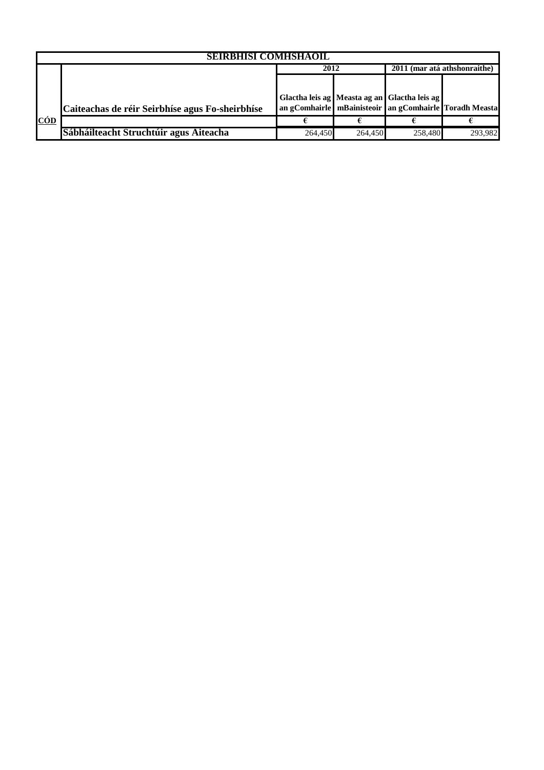| SEIRBHISI COMHSHAOIL | | | | | |
|---|---|---|---|---|---|
| | | 2012 | | 2011 (mar atá athshonraithe) | |
| | Caiteachas de réir Seirbhíse agus Fo-sheirbhíse | Glactha leis ag an gComhairle | Measta ag an mBainisteoir | Glactha leis ag an gComhairle | Toradh Measta |
| CÓD | | € | € | € | € |
| | Sábháilteacht Struchtúir agus Áiteacha | 264,450 | 264,450 | 258,480 | 293,982 |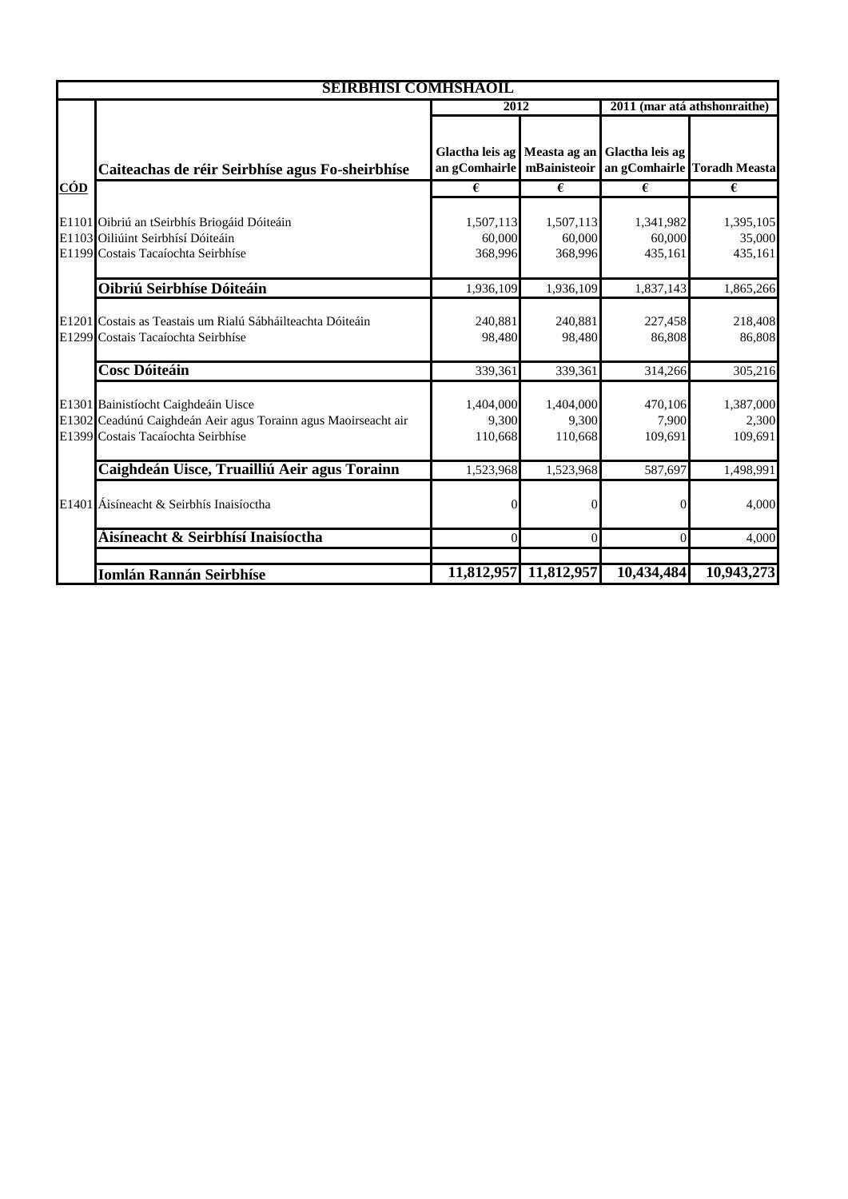| SEIRBHÍSÍ COMHSHAOIL | | | | | |
|---|---|---|---|---|---|
| | | 2012 | | 2011 (mar atá athshonraithe) | |
| | **Caiteachas de réir Seirbhíse agus Fo-sheirbhíse** | **Glactha leis ag an gComhairle** | **Measta ag an mBainisteoir** | **Glactha leis ag an gComhairle** | **Toradh Measta** |
| **CÓD** | | € | € | € | € |
| E1101 | Oibriú an tSeirbhís Briogáid Dóiteáin | 1,507,113 | 1,507,113 | 1,341,982 | 1,395,105 |
| E1103 | Oiliúint Seirbhísí Dóiteáin | 60,000 | 60,000 | 60,000 | 35,000 |
| E1199 | Costais Tacaíochta Seirbhíse | 368,996 | 368,996 | 435,161 | 435,161 |
| | **Oibriú Seirbhíse Dóiteáin** | 1,936,109 | 1,936,109 | 1,837,143 | 1,865,266 |
| E1201 | Costais as Teastais um Rialú Sábháilteachta Dóiteáin | 240,881 | 240,881 | 227,458 | 218,408 |
| E1299 | Costais Tacaíochta Seirbhíse | 98,480 | 98,480 | 86,808 | 86,808 |
| | **Cosc Dóiteáin** | 339,361 | 339,361 | 314,266 | 305,216 |
| E1301 | Bainistíocht Caighdeáin Uisce | 1,404,000 | 1,404,000 | 470,106 | 1,387,000 |
| E1302 | Ceadúnú Caighdeán Aeir agus Torainn agus Maoirseacht air | 9,300 | 9,300 | 7,900 | 2,300 |
| E1399 | Costais Tacaíochta Seirbhíse | 110,668 | 110,668 | 109,691 | 109,691 |
| | **Caighdeán Uisce, Truailliú Aeir agus Torainn** | 1,523,968 | 1,523,968 | 587,697 | 1,498,991 |
| E1401 | Áisíneacht & Seirbhís Inaisíoctha | 0 | 0 | 0 | 4,000 |
| | **Aisíneacht & Seirbhísí Inaisíoctha** | 0 | 0 | 0 | 4,000 |
| | **Iomlán Rannán Seirbhíse** | **11,812,957** | **11,812,957** | **10,434,484** | **10,943,273** |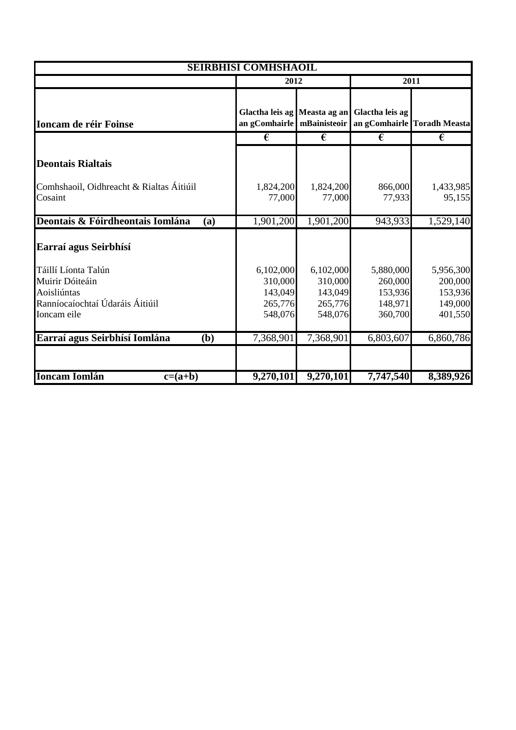| SEIRBHISÍ COMHSHAOIL | | | | |
|---|---|---|---|---|
| | 2012 | | 2011 | |
| **Ioncam de réir Foinse** | **Glactha leis ag an gComhairle** | **Measta ag an mBainisteoir** | **Glactha leis ag an gComhairle** | **Toradh Measta** |
| | € | € | € | € |
| **Deontais Rialtais** | | | | |
| Comhshaoil, Oidhreacht & Rialtas Áitiúil | 1,824,200 | 1,824,200 | 866,000 | 1,433,985 |
| Cosaint | 77,000 | 77,000 | 77,933 | 95,155 |
| **Deontais & Fóirdheontais Iomlána (a)** | 1,901,200 | 1,901,200 | 943,933 | 1,529,140 |
| **Earraí agus Seirbhísí** | | | | |
| Táillí Líonta Talún | 6,102,000 | 6,102,000 | 5,880,000 | 5,956,300 |
| Muirir Dóiteáin | 310,000 | 310,000 | 260,000 | 200,000 |
| Aoisliúntas | 143,049 | 143,049 | 153,936 | 153,936 |
| Ranníocaíochtaí Údaráis Áitiúil | 265,776 | 265,776 | 148,971 | 149,000 |
| Ioncam eile | 548,076 | 548,076 | 360,700 | 401,550 |
| **Earraí agus Seirbhísí Iomlána (b)** | 7,368,901 | 7,368,901 | 6,803,607 | 6,860,786 |
| | | | | |
| **Ioncam Iomlán c=(a+b)** | **9,270,101** | **9,270,101** | **7,747,540** | **8,389,926** |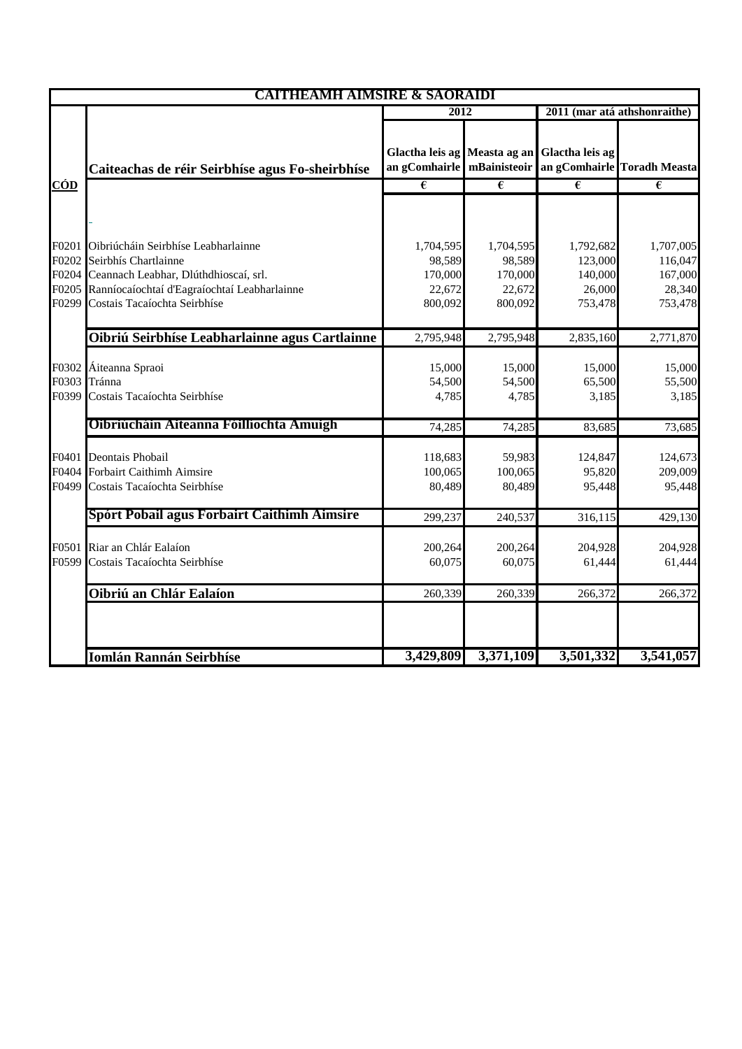| CAITHEAMH AIMSIRE & SAORÁIDÍ | | | | | |
|---|---|---|---|---|---|
| | | 2012 | | 2011 (mar atá athshonraithe) | |
| CÓD | Caiteachas de réir Seirbhíse agus Fo-sheirbhíse | Glactha leis ag an gComhairle | Measta ag an mBainisteoir | Glactha leis ag an gComhairle | Toradh Measta |
| | | € | € | € | € |
| F0201 | Oibriúcháin Seirbhíse Leabharlainne | 1,704,595 | 1,704,595 | 1,792,682 | 1,707,005 |
| F0202 | Seirbhís Chartlainne | 98,589 | 98,589 | 123,000 | 116,047 |
| F0204 | Ceannach Leabhar, Dlúthdhioscaí, srl. | 170,000 | 170,000 | 140,000 | 167,000 |
| F0205 | Ranníocaíochtaí d'Eagraíochtaí Leabharlainne | 22,672 | 22,672 | 26,000 | 28,340 |
| F0299 | Costais Tacaíochta Seirbhíse | 800,092 | 800,092 | 753,478 | 753,478 |
| | **Oibriú Seirbhíse Leabharlainne agus Cartlainne** | 2,795,948 | 2,795,948 | 2,835,160 | 2,771,870 |
| F0302 | Áiteanna Spraoi | 15,000 | 15,000 | 15,000 | 15,000 |
| F0303 | Tránna | 54,500 | 54,500 | 65,500 | 55,500 |
| F0399 | Costais Tacaíochta Seirbhíse | 4,785 | 4,785 | 3,185 | 3,185 |
| | **Oibriúcháin Áiteanna Fóillíochta Amuigh** | 74,285 | 74,285 | 83,685 | 73,685 |
| F0401 | Deontais Phobail | 118,683 | 59,983 | 124,847 | 124,673 |
| F0404 | Forbairt Caithimh Aimsire | 100,065 | 100,065 | 95,820 | 209,009 |
| F0499 | Costais Tacaíochta Seirbhíse | 80,489 | 80,489 | 95,448 | 95,448 |
| | **Spórt Pobail agus Forbairt Caithimh Aimsire** | 299,237 | 240,537 | 316,115 | 429,130 |
| F0501 | Riar an Chlár Ealaíon | 200,264 | 200,264 | 204,928 | 204,928 |
| F0599 | Costais Tacaíochta Seirbhíse | 60,075 | 60,075 | 61,444 | 61,444 |
| | **Oibriú an Chlár Ealaíon** | 260,339 | 260,339 | 266,372 | 266,372 |
| | **Iomlán Rannán Seirbhíse** | **3,429,809** | **3,371,109** | **3,501,332** | **3,541,057** |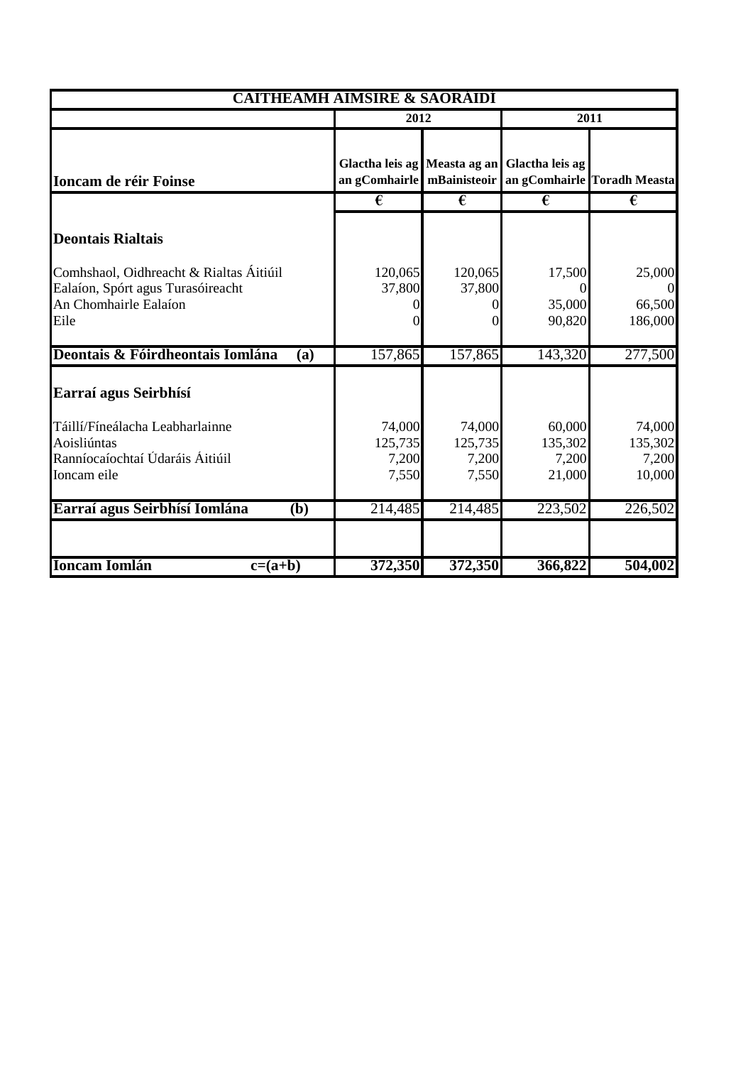| CAITHEAMH AIMSIRE & SAORÁIDÍ | | | | |
|---|---|---|---|---|
| | 2012 | | 2011 | |
| **Ioncam de réir Foinse** | Glactha leis ag an gComhairle | Measta ag an mBainisteoir | Glactha leis ag an gComhairle | Toradh Measta |
| | € | € | € | € |
| **Deontais Rialtais** | | | | |
| Comhshaol, Oidhreacht & Rialtas Áitiúil | 120,065 | 120,065 | 17,500 | 25,000 |
| Ealaíon, Spórt agus Turasóireacht | 37,800 | 37,800 | 0 | 0 |
| An Chomhairle Ealaíon | 0 | 0 | 35,000 | 66,500 |
| Eile | 0 | 0 | 90,820 | 186,000 |
| **Deontais & Fóirdheontais Iomlána (a)** | 157,865 | 157,865 | 143,320 | 277,500 |
| **Earraí agus Seirbhísí** | | | | |
| Táillí/Fíneálacha Leabharlainne | 74,000 | 74,000 | 60,000 | 74,000 |
| Aoisliúntas | 125,735 | 125,735 | 135,302 | 135,302 |
| Ranníocaíochtaí Údaráis Áitiúil | 7,200 | 7,200 | 7,200 | 7,200 |
| Ioncam eile | 7,550 | 7,550 | 21,000 | 10,000 |
| **Earraí agus Seirbhísí Iomlána (b)** | 214,485 | 214,485 | 223,502 | 226,502 |
| | | | | |
| **Ioncam Iomlán c=(a+b)** | **372,350** | **372,350** | **366,822** | **504,002** |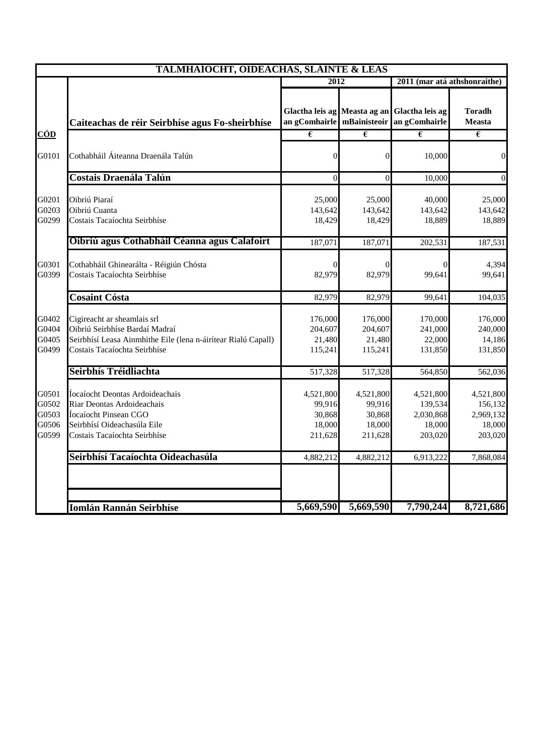| TALMHAÍOCHT, OIDEACHAS, SLÁINTE & LEAS | | | | | |
|---|---|---|---|---|---|
| | | 2012 | | 2011 (mar atá athshonraithe) | |
| **CÓD** | **Caiteachas de réir Seirbhíse agus Fo-sheirbhíse** | **Glactha leis ag an gComhairle** | **Measta ag an mBainisteoir** | **Glactha leis ag an gComhairle** | **Toradh Measta** |
| | | € | € | € | € |
| G0101 | Cothabháil Áiteanna Draenála Talún | 0 | 0 | 10,000 | 0 |
| | **Costais Draenála Talún** | 0 | 0 | 10,000 | 0 |
| G0201 | Oibriú Piaraí | 25,000 | 25,000 | 40,000 | 25,000 |
| G0203 | Oibriú Cuanta | 143,642 | 143,642 | 143,642 | 143,642 |
| G0299 | Costais Tacaíochta Seirbhíse | 18,429 | 18,429 | 18,889 | 18,889 |
| | **Oibriú agus Cothabháil Céanna agus Calafoirt** | 187,071 | 187,071 | 202,531 | 187,531 |
| G0301 | Cothabháil Ghinearálta - Réigiún Chósta | 0 | 0 | 0 | 4,394 |
| G0399 | Costais Tacaíochta Seirbhíse | 82,979 | 82,979 | 99,641 | 99,641 |
| | **Cosaint Cósta** | 82,979 | 82,979 | 99,641 | 104,035 |
| G0402 | Cigireacht ar sheamlais srl | 176,000 | 176,000 | 170,000 | 176,000 |
| G0404 | Oibriú Seirbhíse Bardaí Madraí | 204,607 | 204,607 | 241,000 | 240,000 |
| G0405 | Seirbhísí Leasa Ainmhithe Eile (lena n-áirítear Rialú Capall) | 21,480 | 21,480 | 22,000 | 14,186 |
| G0499 | Costais Tacaíochta Seirbhíse | 115,241 | 115,241 | 131,850 | 131,850 |
| | **Seirbhís Tréidliachta** | 517,328 | 517,328 | 564,850 | 562,036 |
| G0501 | Íocaíocht Deontas Ardoideachais | 4,521,800 | 4,521,800 | 4,521,800 | 4,521,800 |
| G0502 | Riar Deontas Ardoideachais | 99,916 | 99,916 | 139,534 | 156,132 |
| G0503 | Íocaíocht Pinsean CGO | 30,868 | 30,868 | 2,030,868 | 2,969,132 |
| G0506 | Seirbhísí Oideachasúla Eile | 18,000 | 18,000 | 18,000 | 18,000 |
| G0599 | Costais Tacaíochta Seirbhíse | 211,628 | 211,628 | 203,020 | 203,020 |
| | **Seirbhísí Tacaíochta Oideachasúla** | 4,882,212 | 4,882,212 | 6,913,222 | 7,868,084 |
| | **Iomlán Rannán Seirbhíse** | **5,669,590** | **5,669,590** | **7,790,244** | **8,721,686** |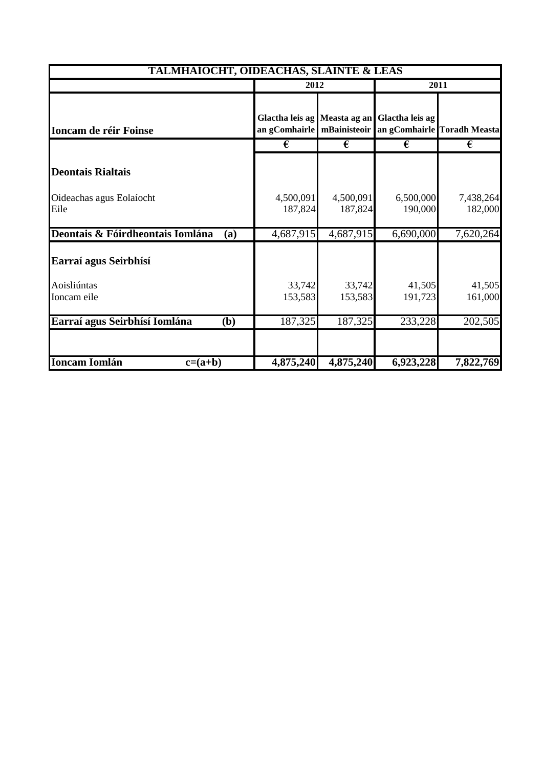| TALMHAÍOCHT, OIDEACHAS, SLÁINTE & LEAS | | | | |
|---|---|---|---|---|
| | 2012 | | 2011 | |
| **Ioncam de réir Foinse** | **Glactha leis ag an gComhairle** | **Measta ag an mBainisteoir** | **Glactha leis ag an gComhairle** | **Toradh Measta** |
| | **€** | **€** | **€** | **€** |
| **Deontais Rialtais** | | | | |
| Oideachas agus Eolaíocht | 4,500,091 | 4,500,091 | 6,500,000 | 7,438,264 |
| Eile | 187,824 | 187,824 | 190,000 | 182,000 |
| **Deontais & Fóirdheontais Iomlána (a)** | 4,687,915 | 4,687,915 | 6,690,000 | 7,620,264 |
| **Earraí agus Seirbhísí** | | | | |
| Aoisliúntas | 33,742 | 33,742 | 41,505 | 41,505 |
| Ioncam eile | 153,583 | 153,583 | 191,723 | 161,000 |
| **Earraí agus Seirbhísí Iomlána (b)** | 187,325 | 187,325 | 233,228 | 202,505 |
| | | | | |
| **Ioncam Iomlán c=(a+b)** | **4,875,240** | **4,875,240** | **6,923,228** | **7,822,769** |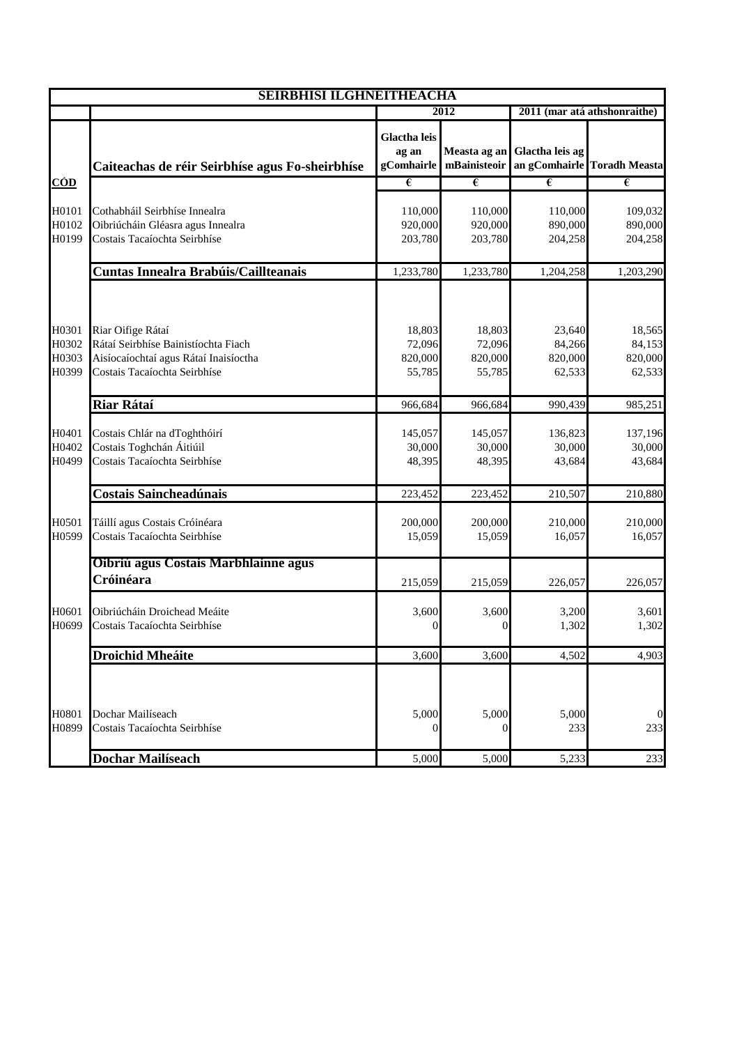| SEIRBHISI ILGHNEITHEACHA | | | | | |
|---|---|---|---|---|---|
| | | 2012 | | 2011 (mar atá athshonraithe) | |
| **CÓD** | **Caiteachas de réir Seirbhíse agus Fo-sheirbhíse** | **Glactha leis ag an gComhairle** | **Measta ag an mBainisteoir** | **Glactha leis ag an gComhairle** | **Toradh Measta** |
| | | € | € | € | € |
| H0101 | Cothabháil Seirbhíse Innealra | 110,000 | 110,000 | 110,000 | 109,032 |
| H0102 | Oibriúcháin Gléasra agus Innealra | 920,000 | 920,000 | 890,000 | 890,000 |
| H0199 | Costais Tacaíochta Seirbhíse | 203,780 | 203,780 | 204,258 | 204,258 |
| | **Cuntas Innealra Brabúis/Caillteanais** | 1,233,780 | 1,233,780 | 1,204,258 | 1,203,290 |
| H0301 | Riar Oifige Rátaí | 18,803 | 18,803 | 23,640 | 18,565 |
| H0302 | Rátaí Seirbhíse Bainistíochta Fiach | 72,096 | 72,096 | 84,266 | 84,153 |
| H0303 | Aisíocaíochtaí agus Rátaí Inaisíoctha | 820,000 | 820,000 | 820,000 | 820,000 |
| H0399 | Costais Tacaíochta Seirbhíse | 55,785 | 55,785 | 62,533 | 62,533 |
| | **Riar Rátaí** | 966,684 | 966,684 | 990,439 | 985,251 |
| H0401 | Costais Chlár na dToghthóirí | 145,057 | 145,057 | 136,823 | 137,196 |
| H0402 | Costais Toghchán Áitiúil | 30,000 | 30,000 | 30,000 | 30,000 |
| H0499 | Costais Tacaíochta Seirbhíse | 48,395 | 48,395 | 43,684 | 43,684 |
| | **Costais Saincheadúnais** | 223,452 | 223,452 | 210,507 | 210,880 |
| H0501 | Táillí agus Costais Cróinéara | 200,000 | 200,000 | 210,000 | 210,000 |
| H0599 | Costais Tacaíochta Seirbhíse | 15,059 | 15,059 | 16,057 | 16,057 |
| | **Oibriú agus Costais Marbhlainne agus Cróinéara** | 215,059 | 215,059 | 226,057 | 226,057 |
| H0601 | Oibriúcháin Droichead Meáite | 3,600 | 3,600 | 3,200 | 3,601 |
| H0699 | Costais Tacaíochta Seirbhíse | 0 | 0 | 1,302 | 1,302 |
| | **Droichid Mheáite** | 3,600 | 3,600 | 4,502 | 4,903 |
| H0801 | Dochar Mailíseach | 5,000 | 5,000 | 5,000 | 0 |
| H0899 | Costais Tacaíochta Seirbhíse | 0 | 0 | 233 | 233 |
| | **Dochar Mailíseach** | 5,000 | 5,000 | 5,233 | 233 |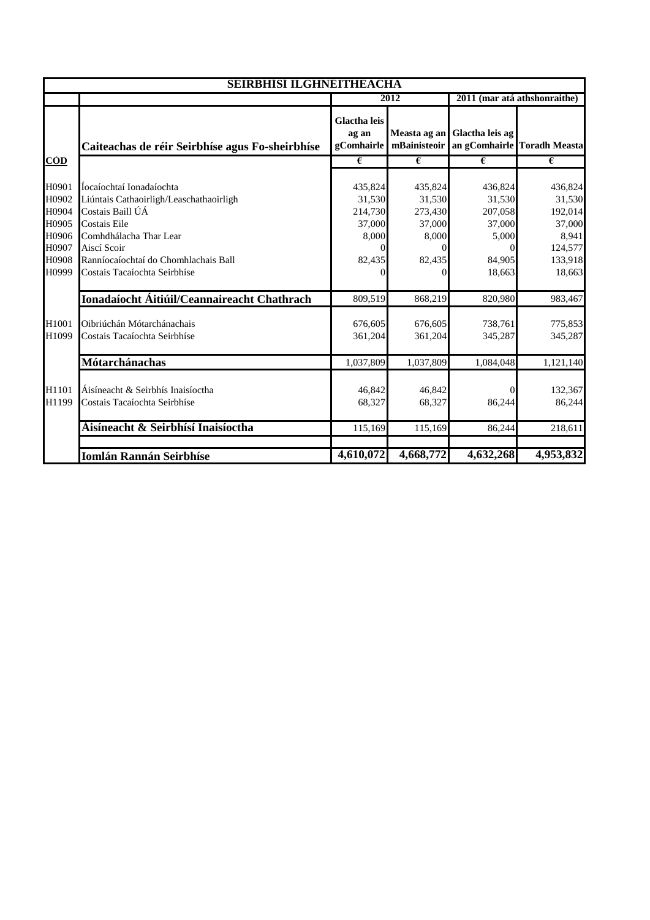| SEIRBHISI ILGHNEITHEACHA | | | | | |
|---|---|---|---|---|---|
| | | 2012 | | 2011 (mar atá athshonraithe) | |
| | **Caiteachas de réir Seirbhíse agus Fo-sheirbhíse** | **Glactha leis ag an gComhairle** | **Measta ag an mBainisteoir** | **Glactha leis ag an gComhairle** | **Toradh Measta** |
| **CÓD** | | € | € | € | € |
| H0901 | Íocaíochtaí Ionadaíochta | 435,824 | 435,824 | 436,824 | 436,824 |
| H0902 | Liúntais Cathaoirligh/Leaschathaoirligh | 31,530 | 31,530 | 31,530 | 31,530 |
| H0904 | Costais Baill ÚÁ | 214,730 | 273,430 | 207,058 | 192,014 |
| H0905 | Costais Eile | 37,000 | 37,000 | 37,000 | 37,000 |
| H0906 | Comhdhálacha Thar Lear | 8,000 | 8,000 | 5,000 | 8,941 |
| H0907 | Aiscí Scoir | 0 | 0 | 0 | 124,577 |
| H0908 | Ranníocaíochtaí do Chomhlachais Ball | 82,435 | 82,435 | 84,905 | 133,918 |
| H0999 | Costais Tacaíochta Seirbhíse | 0 | 0 | 18,663 | 18,663 |
| | **Ionadaíocht Áitiúil/Ceannaireacht Chathrach** | 809,519 | 868,219 | 820,980 | 983,467 |
| H1001 | Oibriúchán Mótarchánachais | 676,605 | 676,605 | 738,761 | 775,853 |
| H1099 | Costais Tacaíochta Seirbhíse | 361,204 | 361,204 | 345,287 | 345,287 |
| | **Mótarchánachas** | 1,037,809 | 1,037,809 | 1,084,048 | 1,121,140 |
| H1101 | Áisíneacht & Seirbhís Inaisíoctha | 46,842 | 46,842 | 0 | 132,367 |
| H1199 | Costais Tacaíochta Seirbhíse | 68,327 | 68,327 | 86,244 | 86,244 |
| | **Áisíneacht & Seirbhísí Inaisíoctha** | 115,169 | 115,169 | 86,244 | 218,611 |
| | **Iomlán Rannán Seirbhíse** | **4,610,072** | **4,668,772** | **4,632,268** | **4,953,832** |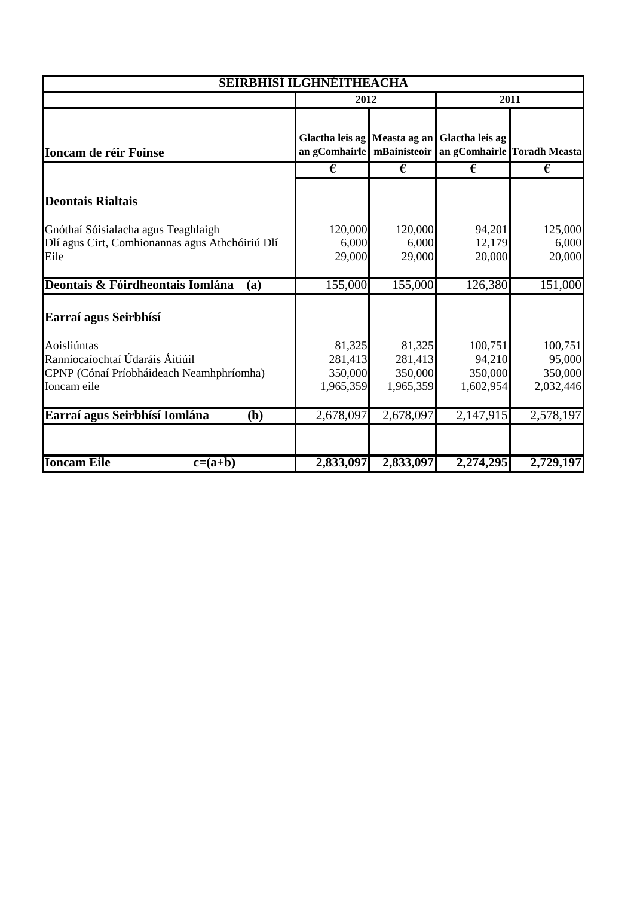| SEIRBHÍSÍ ILGHNÉITHEACHA | | | | |
|---|---|---|---|---|
| | 2012 | | 2011 | |
| **Ioncam de réir Foinse** | Glactha leis ag an gComhairle | Measta ag an mBainisteoir | Glactha leis ag an gComhairle | Toradh Measta |
| | € | € | € | € |
| **Deontais Rialtais** | | | | |
| Gnóthaí Sóisialacha agus Teaghlaigh | 120,000 | 120,000 | 94,201 | 125,000 |
| Dlí agus Cirt, Comhionannas agus Athchóiriú Dlí | 6,000 | 6,000 | 12,179 | 6,000 |
| Eile | 29,000 | 29,000 | 20,000 | 20,000 |
| **Deontais & Fóirdheontais Iomlána (a)** | 155,000 | 155,000 | 126,380 | 151,000 |
| **Earraí agus Seirbhísí** | | | | |
| Aoisliúntas | 81,325 | 81,325 | 100,751 | 100,751 |
| Ranníocaíochtaí Údaráis Áitiúil | 281,413 | 281,413 | 94,210 | 95,000 |
| CPNP (Cónaí Príobháideach Neamhphríomha) | 350,000 | 350,000 | 350,000 | 350,000 |
| Ioncam eile | 1,965,359 | 1,965,359 | 1,602,954 | 2,032,446 |
| **Earraí agus Seirbhísí Iomlána (b)** | 2,678,097 | 2,678,097 | 2,147,915 | 2,578,197 |
| | | | | |
| **Ioncam Eile c=(a+b)** | **2,833,097** | **2,833,097** | **2,274,295** | **2,729,197** |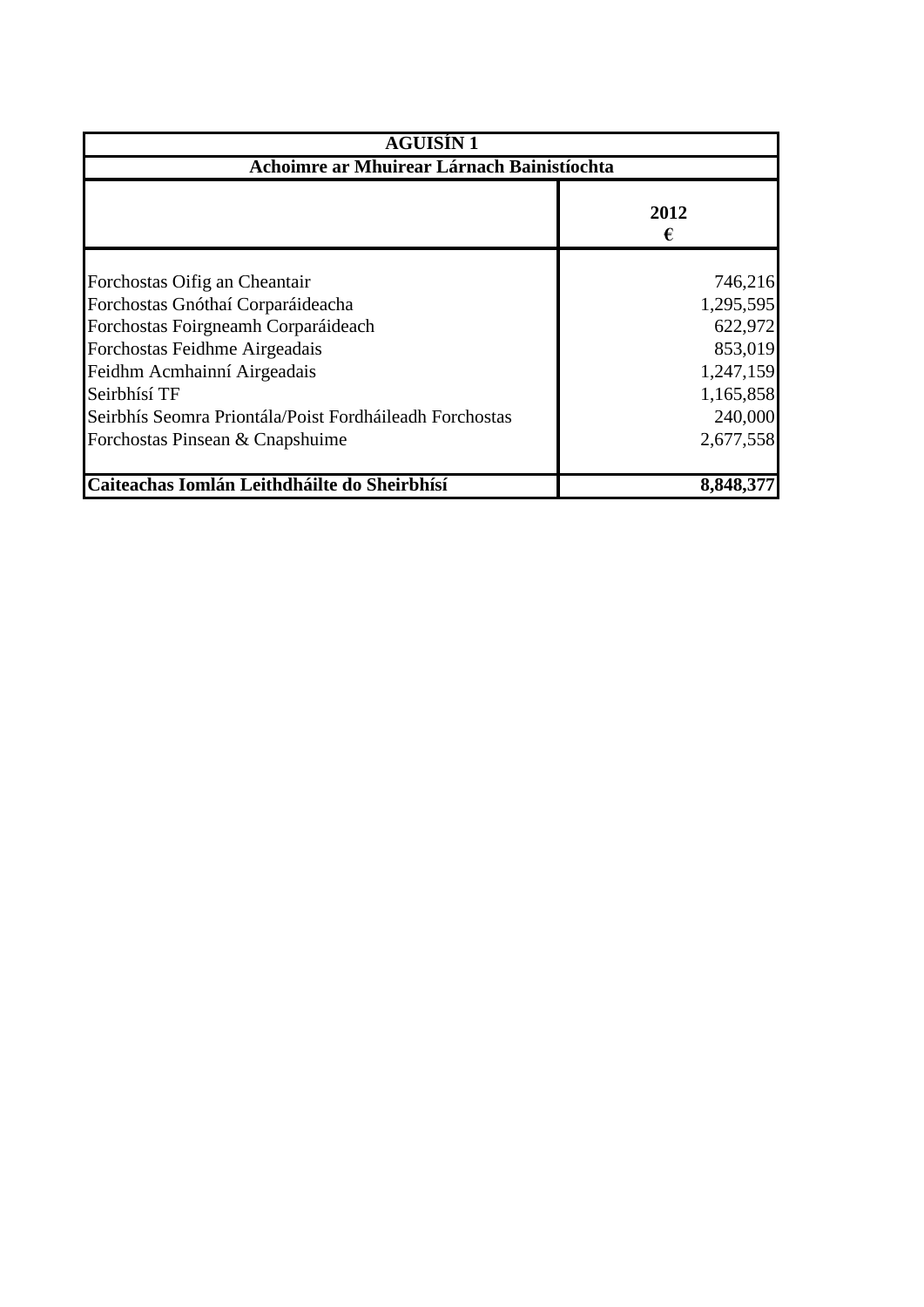| AGUISÍN 1 | |
|---|---|
| **Achoimre ar Mhuirear Lárnach Bainistíochta** | |
| | **2012 €** |
| Forchostas Oifig an Cheantair | 746,216 |
| Forchostas Gnóthaí Corparáideacha | 1,295,595 |
| Forchostas Foirgneamh Corparáideach | 622,972 |
| Forchostas Feidhme Airgeadais | 853,019 |
| Feidhm Acmhainní Airgeadais | 1,247,159 |
| Seirbhísí TF | 1,165,858 |
| Seirbhís Seomra Priontála/Poist Fordháileadh Forchostas | 240,000 |
| Forchostas Pinsean & Cnapshuime | 2,677,558 |
| **Caiteachas Iomlán Leithdháilte do Sheirbhísí** | **8,848,377** |